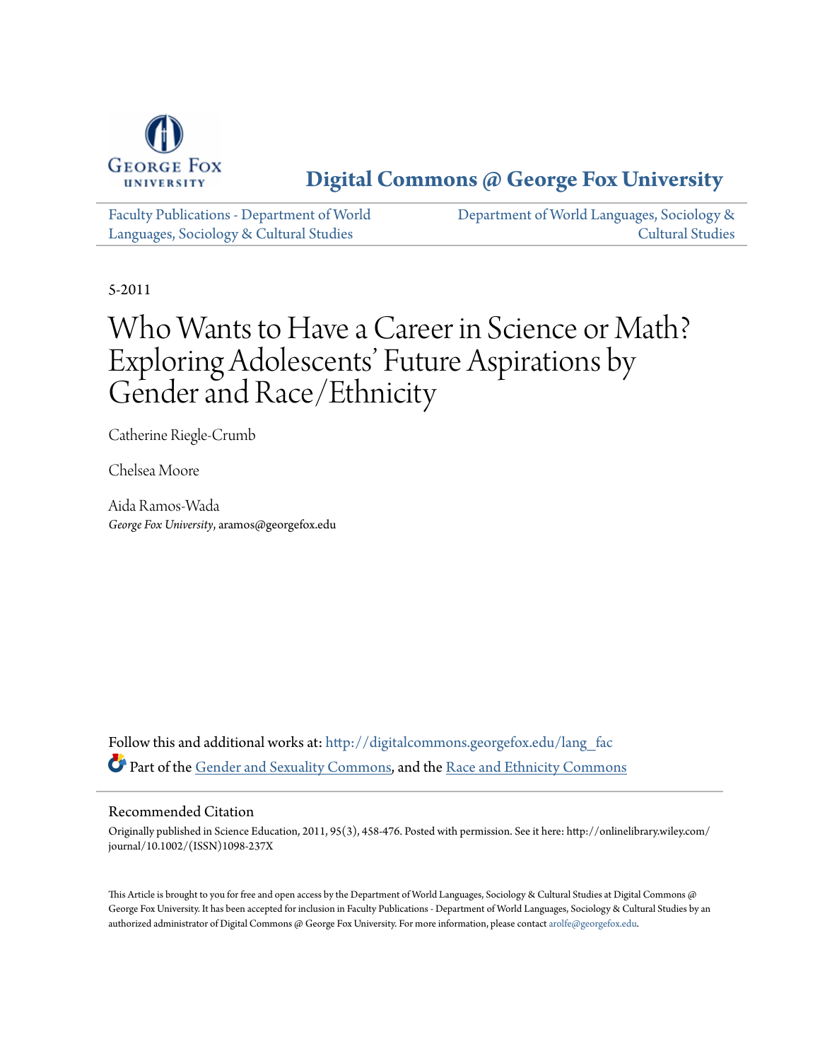# Digital Commons @ George Fox University

Faculty Publications - Department of World Languages, Sociology & Cultural Studies

Department of World Languages, Sociology & Cultural Studies

5-2011

# Who Wants to Have a Career in Science or Math? Exploring Adolescents' Future Aspirations by Gender and Race/Ethnicity

Catherine Riegle-Crumb

Chelsea Moore

Aida Ramos-Wada
*George Fox University*, aramos@georgefox.edu

Follow this and additional works at: http://digitalcommons.georgefox.edu/lang_fac

Part of the Gender and Sexuality Commons, and the Race and Ethnicity Commons

## Recommended Citation

Originally published in Science Education, 2011, 95(3), 458-476. Posted with permission. See it here: http://onlinelibrary.wiley.com/journal/10.1002/(ISSN)1098-237X

This Article is brought to you for free and open access by the Department of World Languages, Sociology & Cultural Studies at Digital Commons @ George Fox University. It has been accepted for inclusion in Faculty Publications - Department of World Languages, Sociology & Cultural Studies by an authorized administrator of Digital Commons @ George Fox University. For more information, please contact arolfe@georgefox.edu.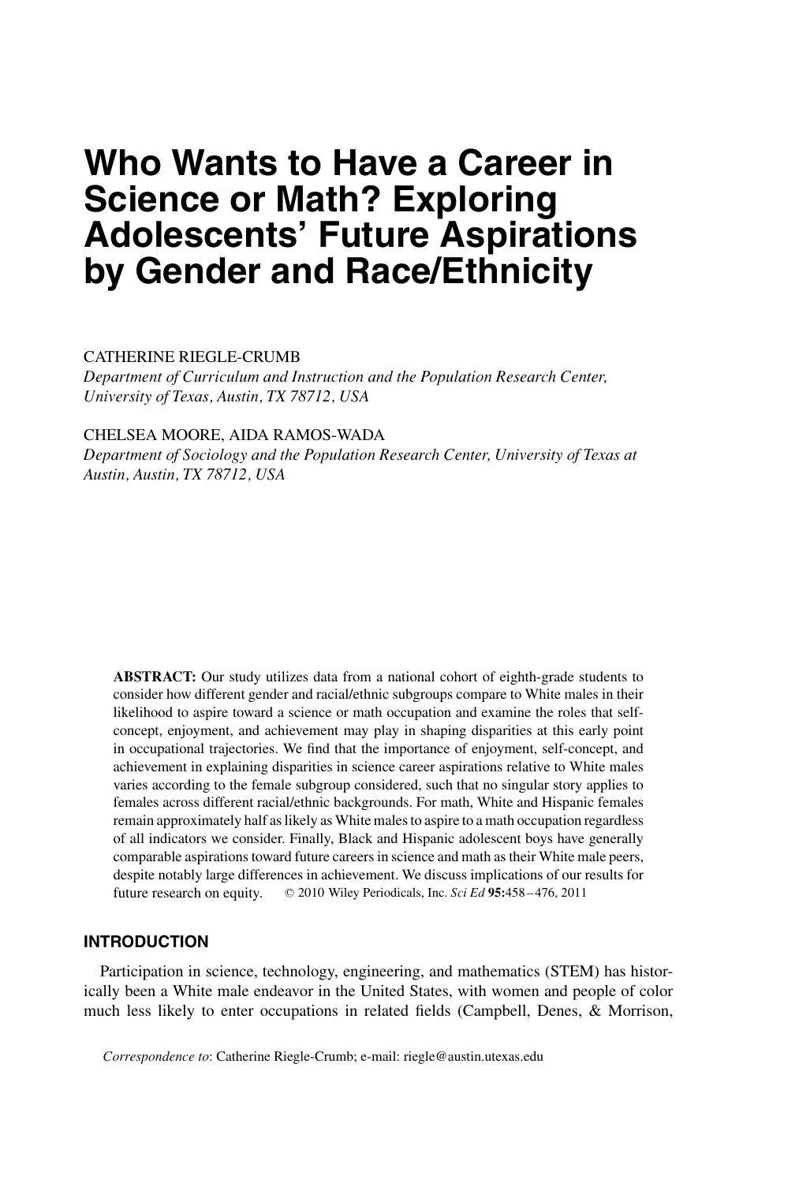# Who Wants to Have a Career in Science or Math? Exploring Adolescents' Future Aspirations by Gender and Race/Ethnicity

CATHERINE RIEGLE-CRUMB

*Department of Curriculum and Instruction and the Population Research Center, University of Texas, Austin, TX 78712, USA*

CHELSEA MOORE, AIDA RAMOS-WADA

*Department of Sociology and the Population Research Center, University of Texas at Austin, Austin, TX 78712, USA*

**ABSTRACT:** Our study utilizes data from a national cohort of eighth-grade students to consider how different gender and racial/ethnic subgroups compare to White males in their likelihood to aspire toward a science or math occupation and examine the roles that self-concept, enjoyment, and achievement may play in shaping disparities at this early point in occupational trajectories. We find that the importance of enjoyment, self-concept, and achievement in explaining disparities in science career aspirations relative to White males varies according to the female subgroup considered, such that no singular story applies to females across different racial/ethnic backgrounds. For math, White and Hispanic females remain approximately half as likely as White males to aspire to a math occupation regardless of all indicators we consider. Finally, Black and Hispanic adolescent boys have generally comparable aspirations toward future careers in science and math as their White male peers, despite notably large differences in achievement. We discuss implications of our results for future research on equity. © 2010 Wiley Periodicals, Inc. *Sci Ed* **95:**458–476, 2011

## INTRODUCTION

Participation in science, technology, engineering, and mathematics (STEM) has historically been a White male endeavor in the United States, with women and people of color much less likely to enter occupations in related fields (Campbell, Denes, & Morrison,

*Correspondence to*: Catherine Riegle-Crumb; e-mail: riegle@austin.utexas.edu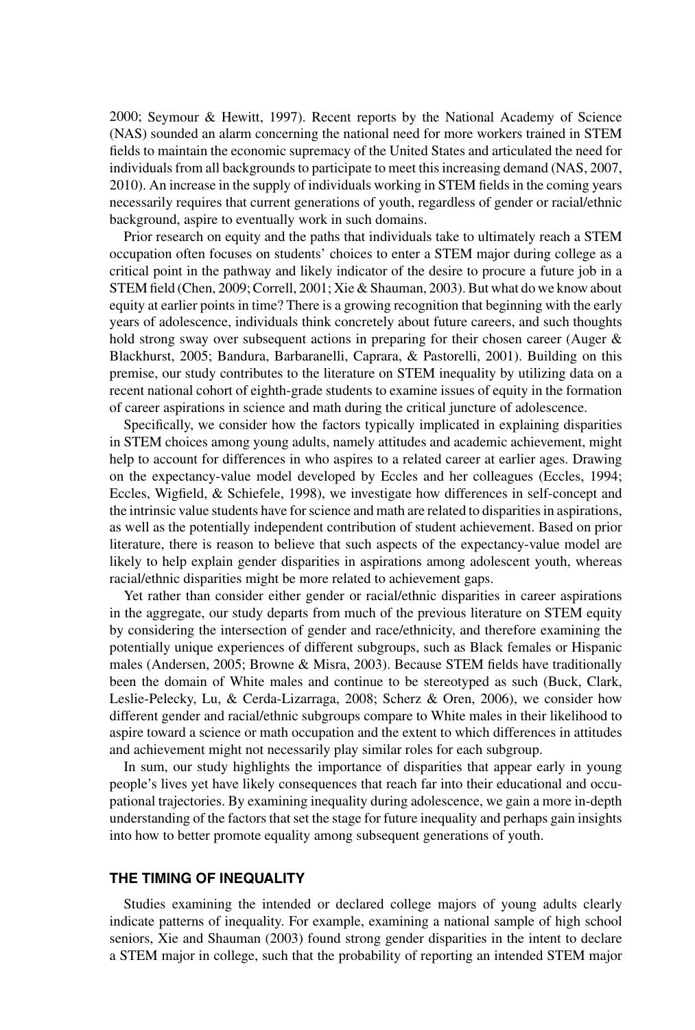2000; Seymour & Hewitt, 1997). Recent reports by the National Academy of Science (NAS) sounded an alarm concerning the national need for more workers trained in STEM fields to maintain the economic supremacy of the United States and articulated the need for individuals from all backgrounds to participate to meet this increasing demand (NAS, 2007, 2010). An increase in the supply of individuals working in STEM fields in the coming years necessarily requires that current generations of youth, regardless of gender or racial/ethnic background, aspire to eventually work in such domains.

Prior research on equity and the paths that individuals take to ultimately reach a STEM occupation often focuses on students' choices to enter a STEM major during college as a critical point in the pathway and likely indicator of the desire to procure a future job in a STEM field (Chen, 2009; Correll, 2001; Xie & Shauman, 2003). But what do we know about equity at earlier points in time? There is a growing recognition that beginning with the early years of adolescence, individuals think concretely about future careers, and such thoughts hold strong sway over subsequent actions in preparing for their chosen career (Auger & Blackhurst, 2005; Bandura, Barbaranelli, Caprara, & Pastorelli, 2001). Building on this premise, our study contributes to the literature on STEM inequality by utilizing data on a recent national cohort of eighth-grade students to examine issues of equity in the formation of career aspirations in science and math during the critical juncture of adolescence.

Specifically, we consider how the factors typically implicated in explaining disparities in STEM choices among young adults, namely attitudes and academic achievement, might help to account for differences in who aspires to a related career at earlier ages. Drawing on the expectancy-value model developed by Eccles and her colleagues (Eccles, 1994; Eccles, Wigfield, & Schiefele, 1998), we investigate how differences in self-concept and the intrinsic value students have for science and math are related to disparities in aspirations, as well as the potentially independent contribution of student achievement. Based on prior literature, there is reason to believe that such aspects of the expectancy-value model are likely to help explain gender disparities in aspirations among adolescent youth, whereas racial/ethnic disparities might be more related to achievement gaps.

Yet rather than consider either gender or racial/ethnic disparities in career aspirations in the aggregate, our study departs from much of the previous literature on STEM equity by considering the intersection of gender and race/ethnicity, and therefore examining the potentially unique experiences of different subgroups, such as Black females or Hispanic males (Andersen, 2005; Browne & Misra, 2003). Because STEM fields have traditionally been the domain of White males and continue to be stereotyped as such (Buck, Clark, Leslie-Pelecky, Lu, & Cerda-Lizarraga, 2008; Scherz & Oren, 2006), we consider how different gender and racial/ethnic subgroups compare to White males in their likelihood to aspire toward a science or math occupation and the extent to which differences in attitudes and achievement might not necessarily play similar roles for each subgroup.

In sum, our study highlights the importance of disparities that appear early in young people's lives yet have likely consequences that reach far into their educational and occupational trajectories. By examining inequality during adolescence, we gain a more in-depth understanding of the factors that set the stage for future inequality and perhaps gain insights into how to better promote equality among subsequent generations of youth.

## THE TIMING OF INEQUALITY

Studies examining the intended or declared college majors of young adults clearly indicate patterns of inequality. For example, examining a national sample of high school seniors, Xie and Shauman (2003) found strong gender disparities in the intent to declare a STEM major in college, such that the probability of reporting an intended STEM major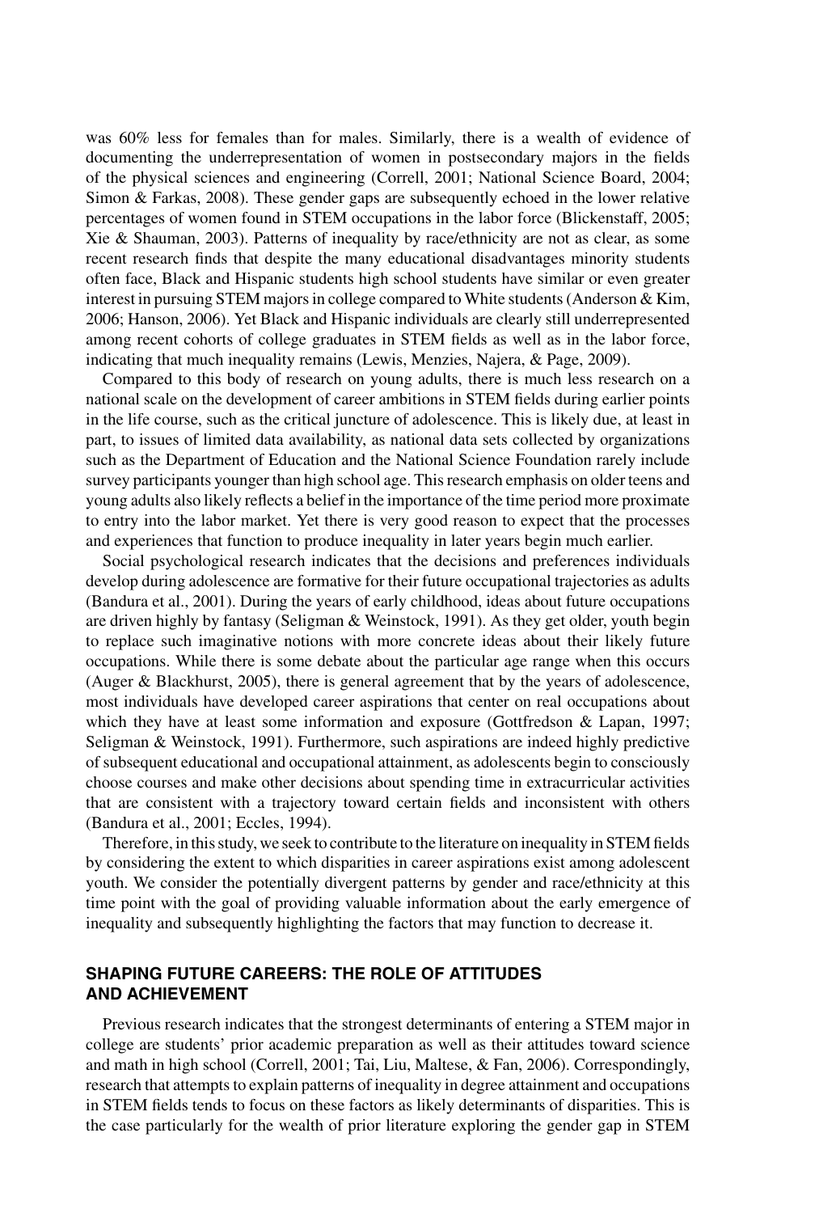was 60% less for females than for males. Similarly, there is a wealth of evidence of documenting the underrepresentation of women in postsecondary majors in the fields of the physical sciences and engineering (Correll, 2001; National Science Board, 2004; Simon & Farkas, 2008). These gender gaps are subsequently echoed in the lower relative percentages of women found in STEM occupations in the labor force (Blickenstaff, 2005; Xie & Shauman, 2003). Patterns of inequality by race/ethnicity are not as clear, as some recent research finds that despite the many educational disadvantages minority students often face, Black and Hispanic students high school students have similar or even greater interest in pursuing STEM majors in college compared to White students (Anderson & Kim, 2006; Hanson, 2006). Yet Black and Hispanic individuals are clearly still underrepresented among recent cohorts of college graduates in STEM fields as well as in the labor force, indicating that much inequality remains (Lewis, Menzies, Najera, & Page, 2009).

Compared to this body of research on young adults, there is much less research on a national scale on the development of career ambitions in STEM fields during earlier points in the life course, such as the critical juncture of adolescence. This is likely due, at least in part, to issues of limited data availability, as national data sets collected by organizations such as the Department of Education and the National Science Foundation rarely include survey participants younger than high school age. This research emphasis on older teens and young adults also likely reflects a belief in the importance of the time period more proximate to entry into the labor market. Yet there is very good reason to expect that the processes and experiences that function to produce inequality in later years begin much earlier.

Social psychological research indicates that the decisions and preferences individuals develop during adolescence are formative for their future occupational trajectories as adults (Bandura et al., 2001). During the years of early childhood, ideas about future occupations are driven highly by fantasy (Seligman & Weinstock, 1991). As they get older, youth begin to replace such imaginative notions with more concrete ideas about their likely future occupations. While there is some debate about the particular age range when this occurs (Auger & Blackhurst, 2005), there is general agreement that by the years of adolescence, most individuals have developed career aspirations that center on real occupations about which they have at least some information and exposure (Gottfredson & Lapan, 1997; Seligman & Weinstock, 1991). Furthermore, such aspirations are indeed highly predictive of subsequent educational and occupational attainment, as adolescents begin to consciously choose courses and make other decisions about spending time in extracurricular activities that are consistent with a trajectory toward certain fields and inconsistent with others (Bandura et al., 2001; Eccles, 1994).

Therefore, in this study, we seek to contribute to the literature on inequality in STEM fields by considering the extent to which disparities in career aspirations exist among adolescent youth. We consider the potentially divergent patterns by gender and race/ethnicity at this time point with the goal of providing valuable information about the early emergence of inequality and subsequently highlighting the factors that may function to decrease it.

## SHAPING FUTURE CAREERS: THE ROLE OF ATTITUDES AND ACHIEVEMENT

Previous research indicates that the strongest determinants of entering a STEM major in college are students' prior academic preparation as well as their attitudes toward science and math in high school (Correll, 2001; Tai, Liu, Maltese, & Fan, 2006). Correspondingly, research that attempts to explain patterns of inequality in degree attainment and occupations in STEM fields tends to focus on these factors as likely determinants of disparities. This is the case particularly for the wealth of prior literature exploring the gender gap in STEM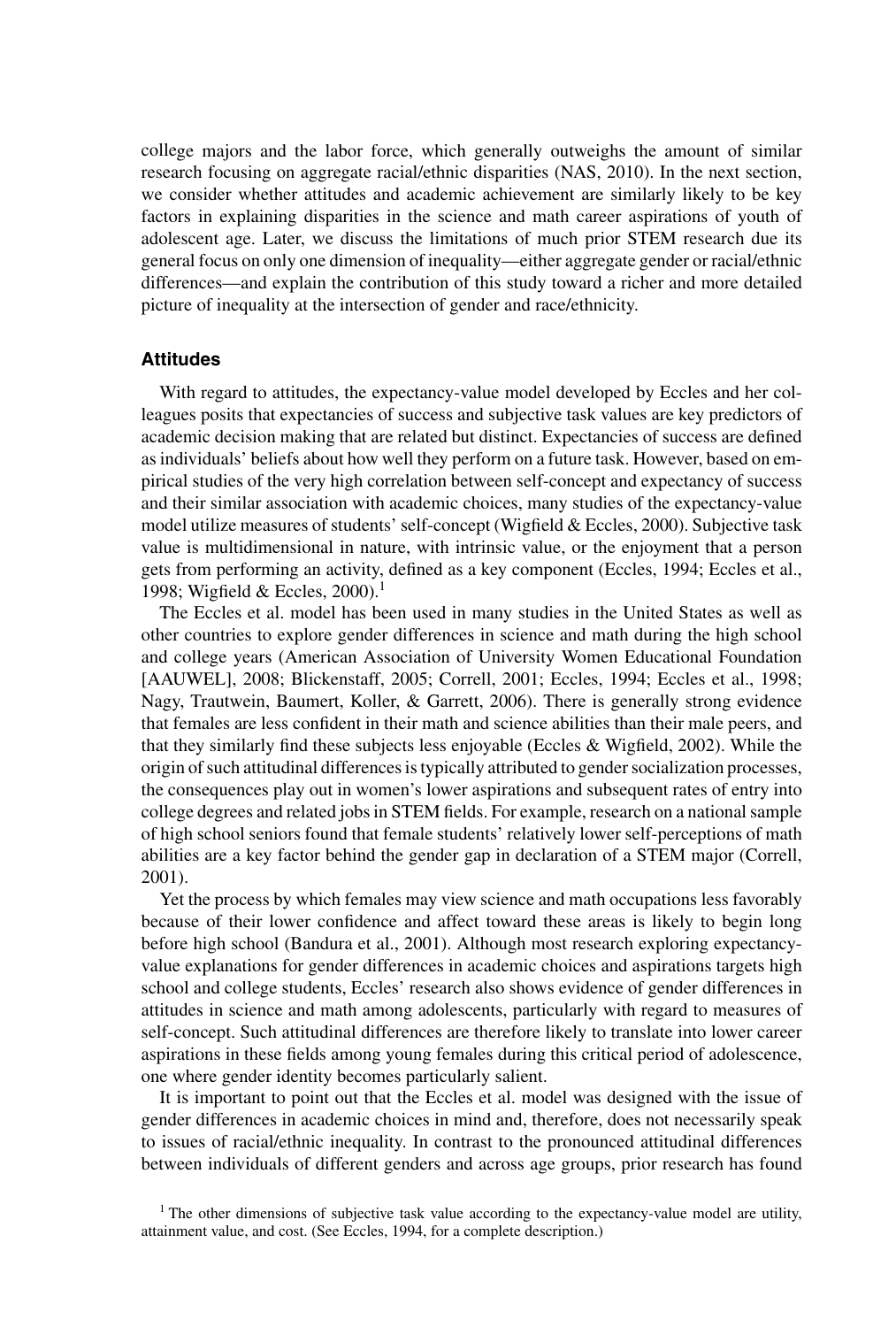college majors and the labor force, which generally outweighs the amount of similar research focusing on aggregate racial/ethnic disparities (NAS, 2010). In the next section, we consider whether attitudes and academic achievement are similarly likely to be key factors in explaining disparities in the science and math career aspirations of youth of adolescent age. Later, we discuss the limitations of much prior STEM research due its general focus on only one dimension of inequality—either aggregate gender or racial/ethnic differences—and explain the contribution of this study toward a richer and more detailed picture of inequality at the intersection of gender and race/ethnicity.

### Attitudes

With regard to attitudes, the expectancy-value model developed by Eccles and her colleagues posits that expectancies of success and subjective task values are key predictors of academic decision making that are related but distinct. Expectancies of success are defined as individuals' beliefs about how well they perform on a future task. However, based on empirical studies of the very high correlation between self-concept and expectancy of success and their similar association with academic choices, many studies of the expectancy-value model utilize measures of students' self-concept (Wigfield & Eccles, 2000). Subjective task value is multidimensional in nature, with intrinsic value, or the enjoyment that a person gets from performing an activity, defined as a key component (Eccles, 1994; Eccles et al., 1998; Wigfield & Eccles, 2000).[1]

The Eccles et al. model has been used in many studies in the United States as well as other countries to explore gender differences in science and math during the high school and college years (American Association of University Women Educational Foundation [AAUWEL], 2008; Blickenstaff, 2005; Correll, 2001; Eccles, 1994; Eccles et al., 1998; Nagy, Trautwein, Baumert, Koller, & Garrett, 2006). There is generally strong evidence that females are less confident in their math and science abilities than their male peers, and that they similarly find these subjects less enjoyable (Eccles & Wigfield, 2002). While the origin of such attitudinal differences is typically attributed to gender socialization processes, the consequences play out in women's lower aspirations and subsequent rates of entry into college degrees and related jobs in STEM fields. For example, research on a national sample of high school seniors found that female students' relatively lower self-perceptions of math abilities are a key factor behind the gender gap in declaration of a STEM major (Correll, 2001).

Yet the process by which females may view science and math occupations less favorably because of their lower confidence and affect toward these areas is likely to begin long before high school (Bandura et al., 2001). Although most research exploring expectancy-value explanations for gender differences in academic choices and aspirations targets high school and college students, Eccles' research also shows evidence of gender differences in attitudes in science and math among adolescents, particularly with regard to measures of self-concept. Such attitudinal differences are therefore likely to translate into lower career aspirations in these fields among young females during this critical period of adolescence, one where gender identity becomes particularly salient.

It is important to point out that the Eccles et al. model was designed with the issue of gender differences in academic choices in mind and, therefore, does not necessarily speak to issues of racial/ethnic inequality. In contrast to the pronounced attitudinal differences between individuals of different genders and across age groups, prior research has found

[1] The other dimensions of subjective task value according to the expectancy-value model are utility, attainment value, and cost. (See Eccles, 1994, for a complete description.)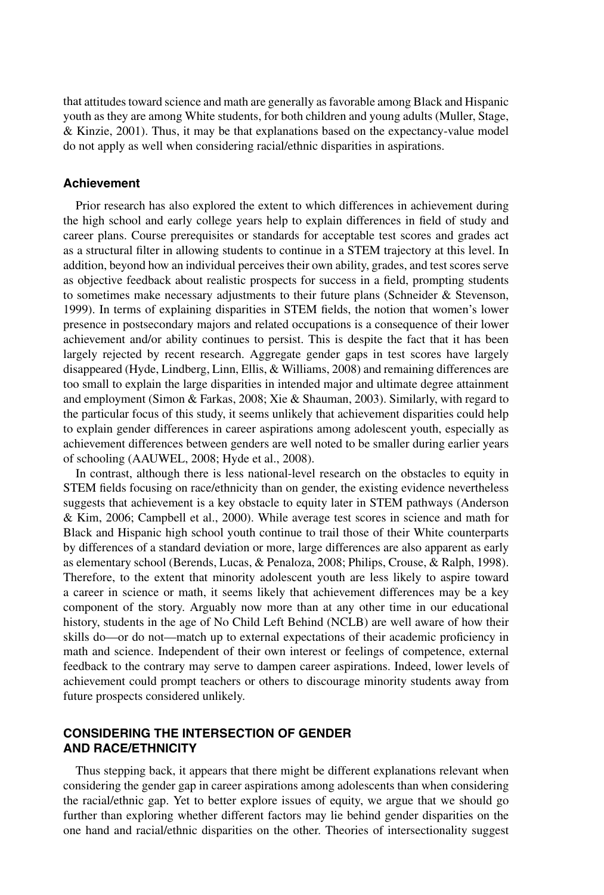that attitudes toward science and math are generally as favorable among Black and Hispanic youth as they are among White students, for both children and young adults (Muller, Stage, & Kinzie, 2001). Thus, it may be that explanations based on the expectancy-value model do not apply as well when considering racial/ethnic disparities in aspirations.

### Achievement

Prior research has also explored the extent to which differences in achievement during the high school and early college years help to explain differences in field of study and career plans. Course prerequisites or standards for acceptable test scores and grades act as a structural filter in allowing students to continue in a STEM trajectory at this level. In addition, beyond how an individual perceives their own ability, grades, and test scores serve as objective feedback about realistic prospects for success in a field, prompting students to sometimes make necessary adjustments to their future plans (Schneider & Stevenson, 1999). In terms of explaining disparities in STEM fields, the notion that women's lower presence in postsecondary majors and related occupations is a consequence of their lower achievement and/or ability continues to persist. This is despite the fact that it has been largely rejected by recent research. Aggregate gender gaps in test scores have largely disappeared (Hyde, Lindberg, Linn, Ellis, & Williams, 2008) and remaining differences are too small to explain the large disparities in intended major and ultimate degree attainment and employment (Simon & Farkas, 2008; Xie & Shauman, 2003). Similarly, with regard to the particular focus of this study, it seems unlikely that achievement disparities could help to explain gender differences in career aspirations among adolescent youth, especially as achievement differences between genders are well noted to be smaller during earlier years of schooling (AAUWEL, 2008; Hyde et al., 2008).

In contrast, although there is less national-level research on the obstacles to equity in STEM fields focusing on race/ethnicity than on gender, the existing evidence nevertheless suggests that achievement is a key obstacle to equity later in STEM pathways (Anderson & Kim, 2006; Campbell et al., 2000). While average test scores in science and math for Black and Hispanic high school youth continue to trail those of their White counterparts by differences of a standard deviation or more, large differences are also apparent as early as elementary school (Berends, Lucas, & Penaloza, 2008; Philips, Crouse, & Ralph, 1998). Therefore, to the extent that minority adolescent youth are less likely to aspire toward a career in science or math, it seems likely that achievement differences may be a key component of the story. Arguably now more than at any other time in our educational history, students in the age of No Child Left Behind (NCLB) are well aware of how their skills do—or do not—match up to external expectations of their academic proficiency in math and science. Independent of their own interest or feelings of competence, external feedback to the contrary may serve to dampen career aspirations. Indeed, lower levels of achievement could prompt teachers or others to discourage minority students away from future prospects considered unlikely.

## CONSIDERING THE INTERSECTION OF GENDER AND RACE/ETHNICITY

Thus stepping back, it appears that there might be different explanations relevant when considering the gender gap in career aspirations among adolescents than when considering the racial/ethnic gap. Yet to better explore issues of equity, we argue that we should go further than exploring whether different factors may lie behind gender disparities on the one hand and racial/ethnic disparities on the other. Theories of intersectionality suggest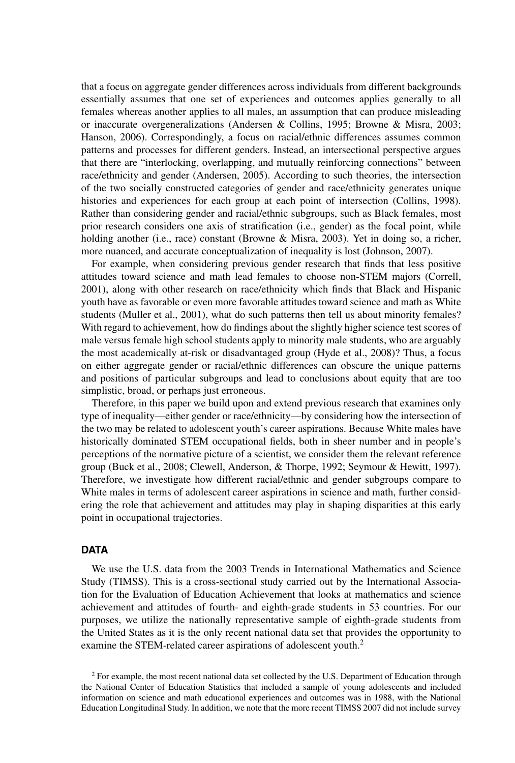that a focus on aggregate gender differences across individuals from different backgrounds essentially assumes that one set of experiences and outcomes applies generally to all females whereas another applies to all males, an assumption that can produce misleading or inaccurate overgeneralizations (Andersen & Collins, 1995; Browne & Misra, 2003; Hanson, 2006). Correspondingly, a focus on racial/ethnic differences assumes common patterns and processes for different genders. Instead, an intersectional perspective argues that there are "interlocking, overlapping, and mutually reinforcing connections" between race/ethnicity and gender (Andersen, 2005). According to such theories, the intersection of the two socially constructed categories of gender and race/ethnicity generates unique histories and experiences for each group at each point of intersection (Collins, 1998). Rather than considering gender and racial/ethnic subgroups, such as Black females, most prior research considers one axis of stratification (i.e., gender) as the focal point, while holding another (i.e., race) constant (Browne & Misra, 2003). Yet in doing so, a richer, more nuanced, and accurate conceptualization of inequality is lost (Johnson, 2007).

For example, when considering previous gender research that finds that less positive attitudes toward science and math lead females to choose non-STEM majors (Correll, 2001), along with other research on race/ethnicity which finds that Black and Hispanic youth have as favorable or even more favorable attitudes toward science and math as White students (Muller et al., 2001), what do such patterns then tell us about minority females? With regard to achievement, how do findings about the slightly higher science test scores of male versus female high school students apply to minority male students, who are arguably the most academically at-risk or disadvantaged group (Hyde et al., 2008)? Thus, a focus on either aggregate gender or racial/ethnic differences can obscure the unique patterns and positions of particular subgroups and lead to conclusions about equity that are too simplistic, broad, or perhaps just erroneous.

Therefore, in this paper we build upon and extend previous research that examines only type of inequality—either gender or race/ethnicity—by considering how the intersection of the two may be related to adolescent youth's career aspirations. Because White males have historically dominated STEM occupational fields, both in sheer number and in people's perceptions of the normative picture of a scientist, we consider them the relevant reference group (Buck et al., 2008; Clewell, Anderson, & Thorpe, 1992; Seymour & Hewitt, 1997). Therefore, we investigate how different racial/ethnic and gender subgroups compare to White males in terms of adolescent career aspirations in science and math, further considering the role that achievement and attitudes may play in shaping disparities at this early point in occupational trajectories.

## DATA

We use the U.S. data from the 2003 Trends in International Mathematics and Science Study (TIMSS). This is a cross-sectional study carried out by the International Association for the Evaluation of Education Achievement that looks at mathematics and science achievement and attitudes of fourth- and eighth-grade students in 53 countries. For our purposes, we utilize the nationally representative sample of eighth-grade students from the United States as it is the only recent national data set that provides the opportunity to examine the STEM-related career aspirations of adolescent youth.[2]

[2] For example, the most recent national data set collected by the U.S. Department of Education through the National Center of Education Statistics that included a sample of young adolescents and included information on science and math educational experiences and outcomes was in 1988, with the National Education Longitudinal Study. In addition, we note that the more recent TIMSS 2007 did not include survey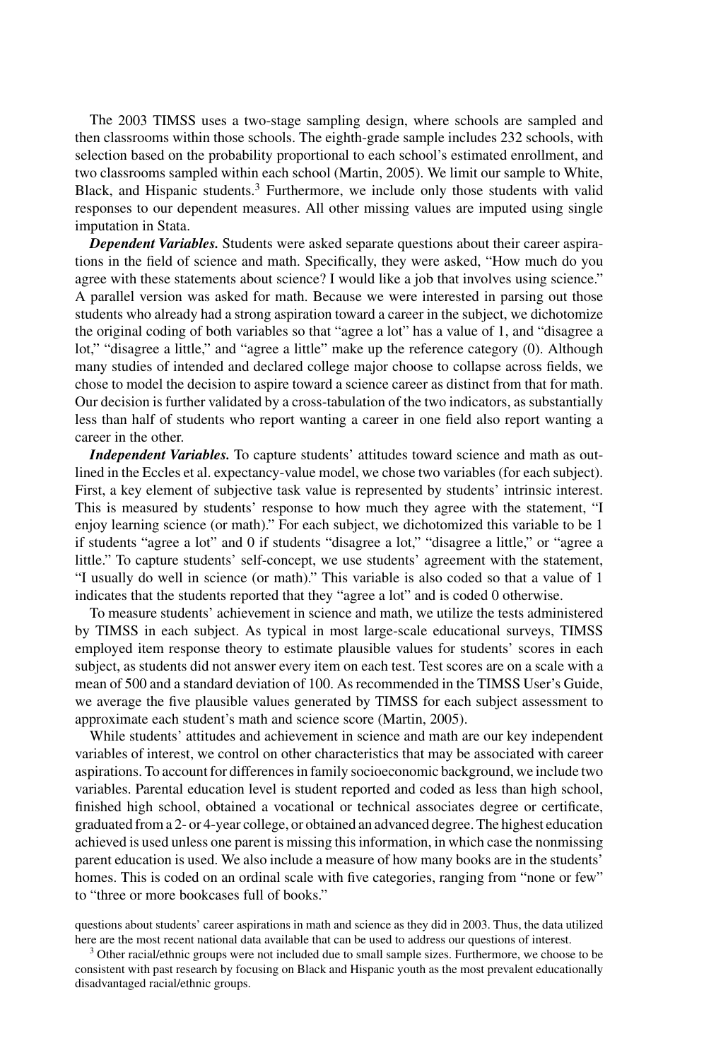The 2003 TIMSS uses a two-stage sampling design, where schools are sampled and then classrooms within those schools. The eighth-grade sample includes 232 schools, with selection based on the probability proportional to each school's estimated enrollment, and two classrooms sampled within each school (Martin, 2005). We limit our sample to White, Black, and Hispanic students.[3] Furthermore, we include only those students with valid responses to our dependent measures. All other missing values are imputed using single imputation in Stata.

***Dependent Variables.*** Students were asked separate questions about their career aspirations in the field of science and math. Specifically, they were asked, "How much do you agree with these statements about science? I would like a job that involves using science." A parallel version was asked for math. Because we were interested in parsing out those students who already had a strong aspiration toward a career in the subject, we dichotomize the original coding of both variables so that "agree a lot" has a value of 1, and "disagree a lot," "disagree a little," and "agree a little" make up the reference category (0). Although many studies of intended and declared college major choose to collapse across fields, we chose to model the decision to aspire toward a science career as distinct from that for math. Our decision is further validated by a cross-tabulation of the two indicators, as substantially less than half of students who report wanting a career in one field also report wanting a career in the other.

***Independent Variables.*** To capture students' attitudes toward science and math as outlined in the Eccles et al. expectancy-value model, we chose two variables (for each subject). First, a key element of subjective task value is represented by students' intrinsic interest. This is measured by students' response to how much they agree with the statement, "I enjoy learning science (or math)." For each subject, we dichotomized this variable to be 1 if students "agree a lot" and 0 if students "disagree a lot," "disagree a little," or "agree a little." To capture students' self-concept, we use students' agreement with the statement, "I usually do well in science (or math)." This variable is also coded so that a value of 1 indicates that the students reported that they "agree a lot" and is coded 0 otherwise.

To measure students' achievement in science and math, we utilize the tests administered by TIMSS in each subject. As typical in most large-scale educational surveys, TIMSS employed item response theory to estimate plausible values for students' scores in each subject, as students did not answer every item on each test. Test scores are on a scale with a mean of 500 and a standard deviation of 100. As recommended in the TIMSS User's Guide, we average the five plausible values generated by TIMSS for each subject assessment to approximate each student's math and science score (Martin, 2005).

While students' attitudes and achievement in science and math are our key independent variables of interest, we control on other characteristics that may be associated with career aspirations. To account for differences in family socioeconomic background, we include two variables. Parental education level is student reported and coded as less than high school, finished high school, obtained a vocational or technical associates degree or certificate, graduated from a 2- or 4-year college, or obtained an advanced degree. The highest education achieved is used unless one parent is missing this information, in which case the nonmissing parent education is used. We also include a measure of how many books are in the students' homes. This is coded on an ordinal scale with five categories, ranging from "none or few" to "three or more bookcases full of books."

questions about students' career aspirations in math and science as they did in 2003. Thus, the data utilized here are the most recent national data available that can be used to address our questions of interest.

[3] Other racial/ethnic groups were not included due to small sample sizes. Furthermore, we choose to be consistent with past research by focusing on Black and Hispanic youth as the most prevalent educationally disadvantaged racial/ethnic groups.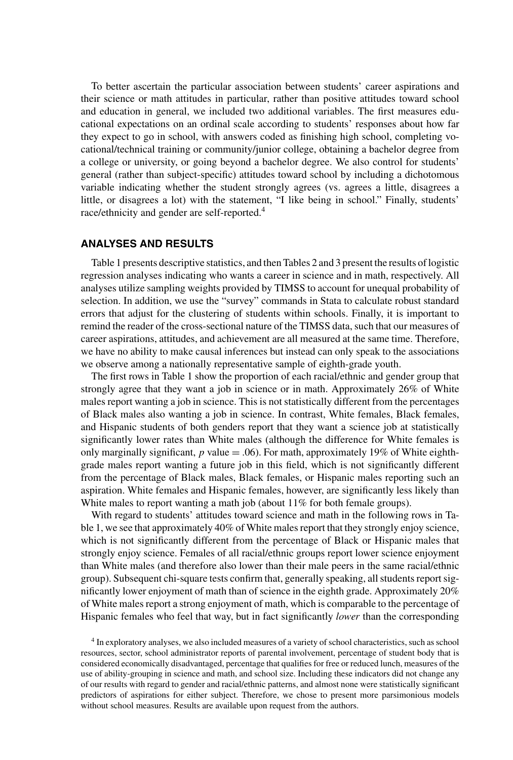To better ascertain the particular association between students' career aspirations and their science or math attitudes in particular, rather than positive attitudes toward school and education in general, we included two additional variables. The first measures educational expectations on an ordinal scale according to students' responses about how far they expect to go in school, with answers coded as finishing high school, completing vocational/technical training or community/junior college, obtaining a bachelor degree from a college or university, or going beyond a bachelor degree. We also control for students' general (rather than subject-specific) attitudes toward school by including a dichotomous variable indicating whether the student strongly agrees (vs. agrees a little, disagrees a little, or disagrees a lot) with the statement, "I like being in school." Finally, students' race/ethnicity and gender are self-reported.[4]

## ANALYSES AND RESULTS

Table 1 presents descriptive statistics, and then Tables 2 and 3 present the results of logistic regression analyses indicating who wants a career in science and in math, respectively. All analyses utilize sampling weights provided by TIMSS to account for unequal probability of selection. In addition, we use the "survey" commands in Stata to calculate robust standard errors that adjust for the clustering of students within schools. Finally, it is important to remind the reader of the cross-sectional nature of the TIMSS data, such that our measures of career aspirations, attitudes, and achievement are all measured at the same time. Therefore, we have no ability to make causal inferences but instead can only speak to the associations we observe among a nationally representative sample of eighth-grade youth.

The first rows in Table 1 show the proportion of each racial/ethnic and gender group that strongly agree that they want a job in science or in math. Approximately 26% of White males report wanting a job in science. This is not statistically different from the percentages of Black males also wanting a job in science. In contrast, White females, Black females, and Hispanic students of both genders report that they want a science job at statistically significantly lower rates than White males (although the difference for White females is only marginally significant, *p* value = .06). For math, approximately 19% of White eighth-grade males report wanting a future job in this field, which is not significantly different from the percentage of Black males, Black females, or Hispanic males reporting such an aspiration. White females and Hispanic females, however, are significantly less likely than White males to report wanting a math job (about 11% for both female groups).

With regard to students' attitudes toward science and math in the following rows in Table 1, we see that approximately 40% of White males report that they strongly enjoy science, which is not significantly different from the percentage of Black or Hispanic males that strongly enjoy science. Females of all racial/ethnic groups report lower science enjoyment than White males (and therefore also lower than their male peers in the same racial/ethnic group). Subsequent chi-square tests confirm that, generally speaking, all students report significantly lower enjoyment of math than of science in the eighth grade. Approximately 20% of White males report a strong enjoyment of math, which is comparable to the percentage of Hispanic females who feel that way, but in fact significantly *lower* than the corresponding

[4] In exploratory analyses, we also included measures of a variety of school characteristics, such as school resources, sector, school administrator reports of parental involvement, percentage of student body that is considered economically disadvantaged, percentage that qualifies for free or reduced lunch, measures of the use of ability-grouping in science and math, and school size. Including these indicators did not change any of our results with regard to gender and racial/ethnic patterns, and almost none were statistically significant predictors of aspirations for either subject. Therefore, we chose to present more parsimonious models without school measures. Results are available upon request from the authors.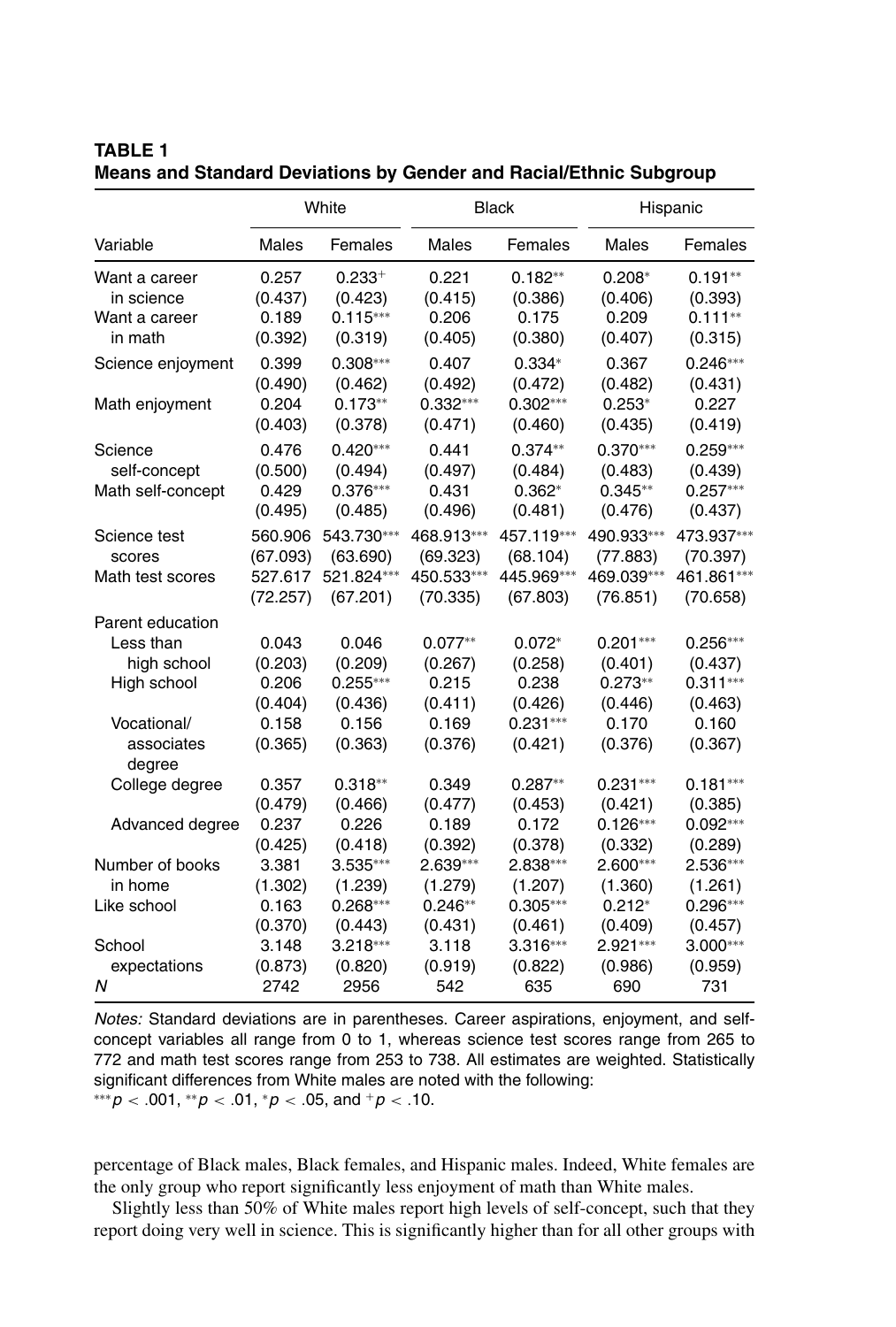**TABLE 1**
**Means and Standard Deviations by Gender and Racial/Ethnic Subgroup**

| | White | | Black | | Hispanic | |
|---|---|---|---|---|---|---|
| Variable | Males | Females | Males | Females | Males | Females |
| Want a career in science | 0.257 (0.437) | $0.233^{+}$ (0.423) | 0.221 (0.415) | $0.182^{**}$ (0.386) | $0.208^{*}$ (0.406) | $0.191^{**}$ (0.393) |
| Want a career in math | 0.189 (0.392) | $0.115^{***}$ (0.319) | 0.206 (0.405) | 0.175 (0.380) | 0.209 (0.407) | $0.111^{**}$ (0.315) |
| Science enjoyment | 0.399 (0.490) | $0.308^{***}$ (0.462) | 0.407 (0.492) | $0.334^{*}$ (0.472) | 0.367 (0.482) | $0.246^{***}$ (0.431) |
| Math enjoyment | 0.204 (0.403) | $0.173^{**}$ (0.378) | $0.332^{***}$ (0.471) | $0.302^{***}$ (0.460) | $0.253^{*}$ (0.435) | 0.227 (0.419) |
| Science self-concept | 0.476 (0.500) | $0.420^{***}$ (0.494) | 0.441 (0.497) | $0.374^{**}$ (0.484) | $0.370^{***}$ (0.483) | $0.259^{***}$ (0.439) |
| Math self-concept | 0.429 (0.495) | $0.376^{***}$ (0.485) | 0.431 (0.496) | $0.362^{*}$ (0.481) | $0.345^{**}$ (0.476) | $0.257^{***}$ (0.437) |
| Science test scores | 560.906 (67.093) | $543.730^{***}$ (63.690) | $468.913^{***}$ (69.323) | $457.119^{***}$ (68.104) | $490.933^{***}$ (77.883) | $473.937^{***}$ (70.397) |
| Math test scores | 527.617 (72.257) | $521.824^{***}$ (67.201) | $450.533^{***}$ (70.335) | $445.969^{***}$ (67.803) | $469.039^{***}$ (76.851) | $461.861^{***}$ (70.658) |
| Parent education | | | | | | |
| Less than high school | 0.043 (0.203) | 0.046 (0.209) | $0.077^{**}$ (0.267) | $0.072^{*}$ (0.258) | $0.201^{***}$ (0.401) | $0.256^{***}$ (0.437) |
| High school | 0.206 (0.404) | $0.255^{***}$ (0.436) | 0.215 (0.411) | 0.238 (0.426) | $0.273^{**}$ (0.446) | $0.311^{***}$ (0.463) |
| Vocational/associates degree | 0.158 (0.365) | 0.156 (0.363) | 0.169 (0.376) | $0.231^{***}$ (0.421) | 0.170 (0.376) | 0.160 (0.367) |
| College degree | 0.357 (0.479) | $0.318^{**}$ (0.466) | 0.349 (0.477) | $0.287^{**}$ (0.453) | $0.231^{***}$ (0.421) | $0.181^{***}$ (0.385) |
| Advanced degree | 0.237 (0.425) | 0.226 (0.418) | 0.189 (0.392) | 0.172 (0.378) | $0.126^{***}$ (0.332) | $0.092^{***}$ (0.289) |
| Number of books in home | 3.381 (1.302) | $3.535^{***}$ (1.239) | $2.639^{***}$ (1.279) | $2.838^{***}$ (1.207) | $2.600^{***}$ (1.360) | $2.536^{***}$ (1.261) |
| Like school | 0.163 (0.370) | $0.268^{***}$ (0.443) | $0.246^{**}$ (0.431) | $0.305^{***}$ (0.461) | $0.212^{*}$ (0.409) | $0.296^{***}$ (0.457) |
| School expectations | 3.148 (0.873) | $3.218^{***}$ (0.820) | 3.118 (0.919) | $3.316^{***}$ (0.822) | $2.921^{***}$ (0.986) | $3.000^{***}$ (0.959) |
| *N* | 2742 | 2956 | 542 | 635 | 690 | 731 |

*Notes:* Standard deviations are in parentheses. Career aspirations, enjoyment, and self-concept variables all range from 0 to 1, whereas science test scores range from 265 to 772 and math test scores range from 253 to 738. All estimates are weighted. Statistically significant differences from White males are noted with the following:
$^{***}p < .001$, $^{**}p < .01$, $^{*}p < .05$, and $^{+}p < .10$.

percentage of Black males, Black females, and Hispanic males. Indeed, White females are the only group who report significantly less enjoyment of math than White males.

Slightly less than 50% of White males report high levels of self-concept, such that they report doing very well in science. This is significantly higher than for all other groups with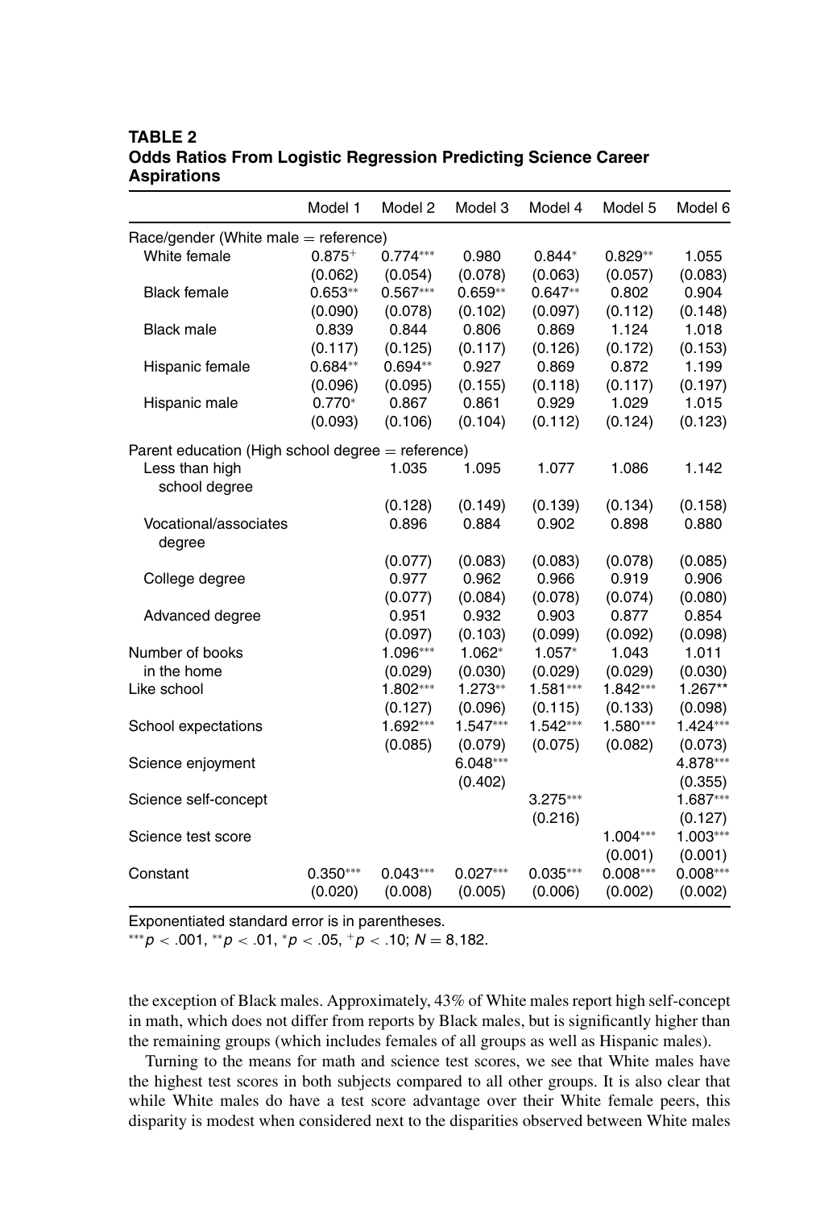**TABLE 2**
**Odds Ratios From Logistic Regression Predicting Science Career Aspirations**

| | Model 1 | Model 2 | Model 3 | Model 4 | Model 5 | Model 6 |
|---|---|---|---|---|---|---|
| Race/gender (White male = reference) | | | | | | |
| White female | 0.875$^{+}$ | 0.774$^{***}$ | 0.980 | 0.844$^{*}$ | 0.829$^{**}$ | 1.055 |
| | (0.062) | (0.054) | (0.078) | (0.063) | (0.057) | (0.083) |
| Black female | 0.653$^{**}$ | 0.567$^{***}$ | 0.659$^{**}$ | 0.647$^{**}$ | 0.802 | 0.904 |
| | (0.090) | (0.078) | (0.102) | (0.097) | (0.112) | (0.148) |
| Black male | 0.839 | 0.844 | 0.806 | 0.869 | 1.124 | 1.018 |
| | (0.117) | (0.125) | (0.117) | (0.126) | (0.172) | (0.153) |
| Hispanic female | 0.684$^{**}$ | 0.694$^{**}$ | 0.927 | 0.869 | 0.872 | 1.199 |
| | (0.096) | (0.095) | (0.155) | (0.118) | (0.117) | (0.197) |
| Hispanic male | 0.770$^{*}$ | 0.867 | 0.861 | 0.929 | 1.029 | 1.015 |
| | (0.093) | (0.106) | (0.104) | (0.112) | (0.124) | (0.123) |
| Parent education (High school degree = reference) | | | | | | |
| Less than high school degree | | 1.035 | 1.095 | 1.077 | 1.086 | 1.142 |
| | | (0.128) | (0.149) | (0.139) | (0.134) | (0.158) |
| Vocational/associates degree | | 0.896 | 0.884 | 0.902 | 0.898 | 0.880 |
| | | (0.077) | (0.083) | (0.083) | (0.078) | (0.085) |
| College degree | | 0.977 | 0.962 | 0.966 | 0.919 | 0.906 |
| | | (0.077) | (0.084) | (0.078) | (0.074) | (0.080) |
| Advanced degree | | 0.951 | 0.932 | 0.903 | 0.877 | 0.854 |
| | | (0.097) | (0.103) | (0.099) | (0.092) | (0.098) |
| Number of books in the home | | 1.096$^{***}$ | 1.062$^{*}$ | 1.057$^{*}$ | 1.043 | 1.011 |
| | | (0.029) | (0.030) | (0.029) | (0.029) | (0.030) |
| Like school | | 1.802$^{***}$ | 1.273$^{**}$ | 1.581$^{***}$ | 1.842$^{***}$ | 1.267$^{**}$ |
| | | (0.127) | (0.096) | (0.115) | (0.133) | (0.098) |
| School expectations | | 1.692$^{***}$ | 1.547$^{***}$ | 1.542$^{***}$ | 1.580$^{***}$ | 1.424$^{***}$ |
| | | (0.085) | (0.079) | (0.075) | (0.082) | (0.073) |
| Science enjoyment | | | 6.048$^{***}$ | | | 4.878$^{***}$ |
| | | | (0.402) | | | (0.355) |
| Science self-concept | | | | 3.275$^{***}$ | | 1.687$^{***}$ |
| | | | | (0.216) | | (0.127) |
| Science test score | | | | | 1.004$^{***}$ | 1.003$^{***}$ |
| | | | | | (0.001) | (0.001) |
| Constant | 0.350$^{***}$ | 0.043$^{***}$ | 0.027$^{***}$ | 0.035$^{***}$ | 0.008$^{***}$ | 0.008$^{***}$ |
| | (0.020) | (0.008) | (0.005) | (0.006) | (0.002) | (0.002) |

Exponentiated standard error is in parentheses.
$^{***}p < .001$, $^{**}p < .01$, $^{*}p < .05$, $^{+}p < .10$; $N = 8{,}182$.

the exception of Black males. Approximately, 43% of White males report high self-concept in math, which does not differ from reports by Black males, but is significantly higher than the remaining groups (which includes females of all groups as well as Hispanic males).

Turning to the means for math and science test scores, we see that White males have the highest test scores in both subjects compared to all other groups. It is also clear that while White males do have a test score advantage over their White female peers, this disparity is modest when considered next to the disparities observed between White males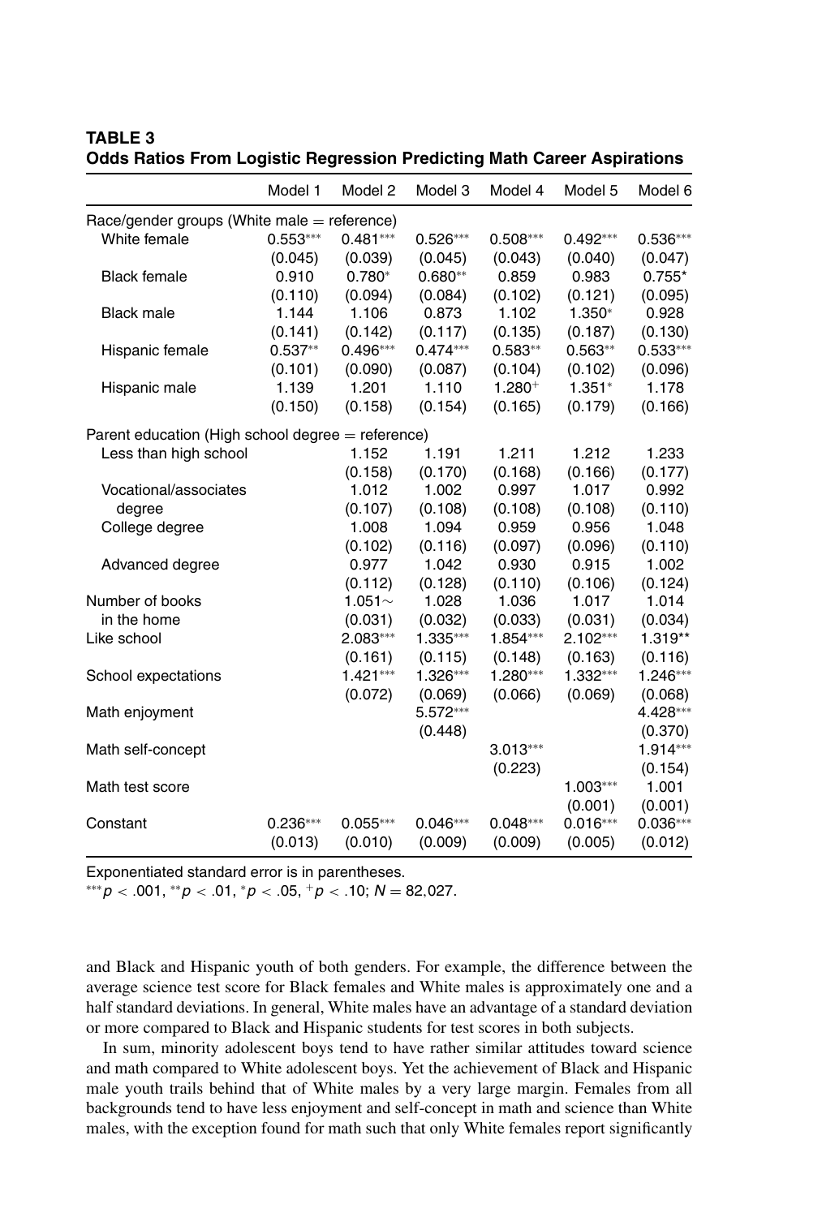**TABLE 3**
**Odds Ratios From Logistic Regression Predicting Math Career Aspirations**

| | Model 1 | Model 2 | Model 3 | Model 4 | Model 5 | Model 6 |
|---|---|---|---|---|---|---|
| Race/gender groups (White male = reference) | | | | | | |
| White female | 0.553*** | 0.481*** | 0.526*** | 0.508*** | 0.492*** | 0.536*** |
| | (0.045) | (0.039) | (0.045) | (0.043) | (0.040) | (0.047) |
| Black female | 0.910 | 0.780* | 0.680** | 0.859 | 0.983 | 0.755* |
| | (0.110) | (0.094) | (0.084) | (0.102) | (0.121) | (0.095) |
| Black male | 1.144 | 1.106 | 0.873 | 1.102 | 1.350* | 0.928 |
| | (0.141) | (0.142) | (0.117) | (0.135) | (0.187) | (0.130) |
| Hispanic female | 0.537** | 0.496*** | 0.474*** | 0.583** | 0.563** | 0.533*** |
| | (0.101) | (0.090) | (0.087) | (0.104) | (0.102) | (0.096) |
| Hispanic male | 1.139 | 1.201 | 1.110 | 1.280+ | 1.351* | 1.178 |
| | (0.150) | (0.158) | (0.154) | (0.165) | (0.179) | (0.166) |
| Parent education (High school degree = reference) | | | | | | |
| Less than high school | | 1.152 | 1.191 | 1.211 | 1.212 | 1.233 |
| | | (0.158) | (0.170) | (0.168) | (0.166) | (0.177) |
| Vocational/associates degree | | 1.012 | 1.002 | 0.997 | 1.017 | 0.992 |
| | | (0.107) | (0.108) | (0.108) | (0.108) | (0.110) |
| College degree | | 1.008 | 1.094 | 0.959 | 0.956 | 1.048 |
| | | (0.102) | (0.116) | (0.097) | (0.096) | (0.110) |
| Advanced degree | | 0.977 | 1.042 | 0.930 | 0.915 | 1.002 |
| | | (0.112) | (0.128) | (0.110) | (0.106) | (0.124) |
| Number of books in the home | | 1.051~ | 1.028 | 1.036 | 1.017 | 1.014 |
| | | (0.031) | (0.032) | (0.033) | (0.031) | (0.034) |
| Like school | | 2.083*** | 1.335*** | 1.854*** | 2.102*** | 1.319** |
| | | (0.161) | (0.115) | (0.148) | (0.163) | (0.116) |
| School expectations | | 1.421*** | 1.326*** | 1.280*** | 1.332*** | 1.246*** |
| | | (0.072) | (0.069) | (0.066) | (0.069) | (0.068) |
| Math enjoyment | | | 5.572*** | | | 4.428*** |
| | | | (0.448) | | | (0.370) |
| Math self-concept | | | | 3.013*** | | 1.914*** |
| | | | | (0.223) | | (0.154) |
| Math test score | | | | | 1.003*** | 1.001 |
| | | | | | (0.001) | (0.001) |
| Constant | 0.236*** | 0.055*** | 0.046*** | 0.048*** | 0.016*** | 0.036*** |
| | (0.013) | (0.010) | (0.009) | (0.009) | (0.005) | (0.012) |

Exponentiated standard error is in parentheses.
***$p < .001$, **$p < .01$, *$p < .05$, +$p < .10$; $N = 82{,}027$.

and Black and Hispanic youth of both genders. For example, the difference between the average science test score for Black females and White males is approximately one and a half standard deviations. In general, White males have an advantage of a standard deviation or more compared to Black and Hispanic students for test scores in both subjects.

In sum, minority adolescent boys tend to have rather similar attitudes toward science and math compared to White adolescent boys. Yet the achievement of Black and Hispanic male youth trails behind that of White males by a very large margin. Females from all backgrounds tend to have less enjoyment and self-concept in math and science than White males, with the exception found for math such that only White females report significantly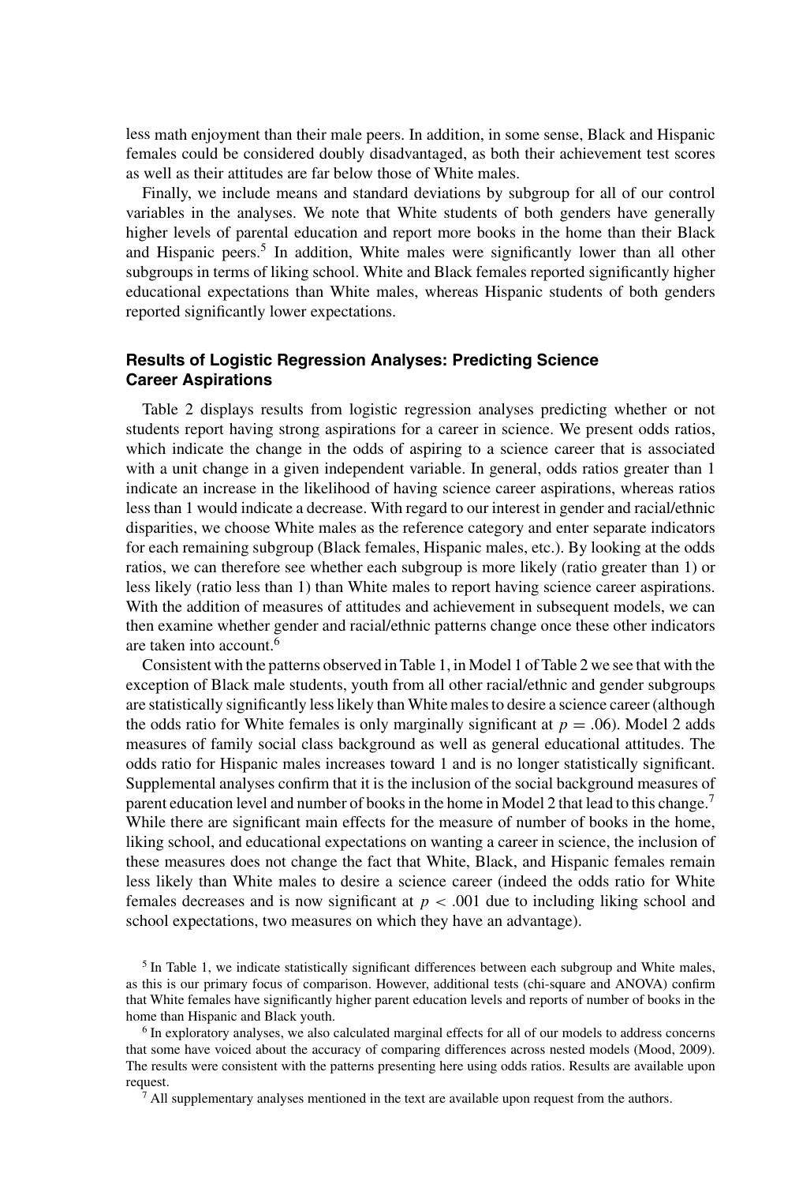less math enjoyment than their male peers. In addition, in some sense, Black and Hispanic females could be considered doubly disadvantaged, as both their achievement test scores as well as their attitudes are far below those of White males.

Finally, we include means and standard deviations by subgroup for all of our control variables in the analyses. We note that White students of both genders have generally higher levels of parental education and report more books in the home than their Black and Hispanic peers.[5] In addition, White males were significantly lower than all other subgroups in terms of liking school. White and Black females reported significantly higher educational expectations than White males, whereas Hispanic students of both genders reported significantly lower expectations.

### Results of Logistic Regression Analyses: Predicting Science Career Aspirations

Table 2 displays results from logistic regression analyses predicting whether or not students report having strong aspirations for a career in science. We present odds ratios, which indicate the change in the odds of aspiring to a science career that is associated with a unit change in a given independent variable. In general, odds ratios greater than 1 indicate an increase in the likelihood of having science career aspirations, whereas ratios less than 1 would indicate a decrease. With regard to our interest in gender and racial/ethnic disparities, we choose White males as the reference category and enter separate indicators for each remaining subgroup (Black females, Hispanic males, etc.). By looking at the odds ratios, we can therefore see whether each subgroup is more likely (ratio greater than 1) or less likely (ratio less than 1) than White males to report having science career aspirations. With the addition of measures of attitudes and achievement in subsequent models, we can then examine whether gender and racial/ethnic patterns change once these other indicators are taken into account.[6]

Consistent with the patterns observed in Table 1, in Model 1 of Table 2 we see that with the exception of Black male students, youth from all other racial/ethnic and gender subgroups are statistically significantly less likely than White males to desire a science career (although the odds ratio for White females is only marginally significant at $p = .06$). Model 2 adds measures of family social class background as well as general educational attitudes. The odds ratio for Hispanic males increases toward 1 and is no longer statistically significant. Supplemental analyses confirm that it is the inclusion of the social background measures of parent education level and number of books in the home in Model 2 that lead to this change.[7] While there are significant main effects for the measure of number of books in the home, liking school, and educational expectations on wanting a career in science, the inclusion of these measures does not change the fact that White, Black, and Hispanic females remain less likely than White males to desire a science career (indeed the odds ratio for White females decreases and is now significant at $p < .001$ due to including liking school and school expectations, two measures on which they have an advantage).

[5] In Table 1, we indicate statistically significant differences between each subgroup and White males, as this is our primary focus of comparison. However, additional tests (chi-square and ANOVA) confirm that White females have significantly higher parent education levels and reports of number of books in the home than Hispanic and Black youth.

[6] In exploratory analyses, we also calculated marginal effects for all of our models to address concerns that some have voiced about the accuracy of comparing differences across nested models (Mood, 2009). The results were consistent with the patterns presenting here using odds ratios. Results are available upon request.

[7] All supplementary analyses mentioned in the text are available upon request from the authors.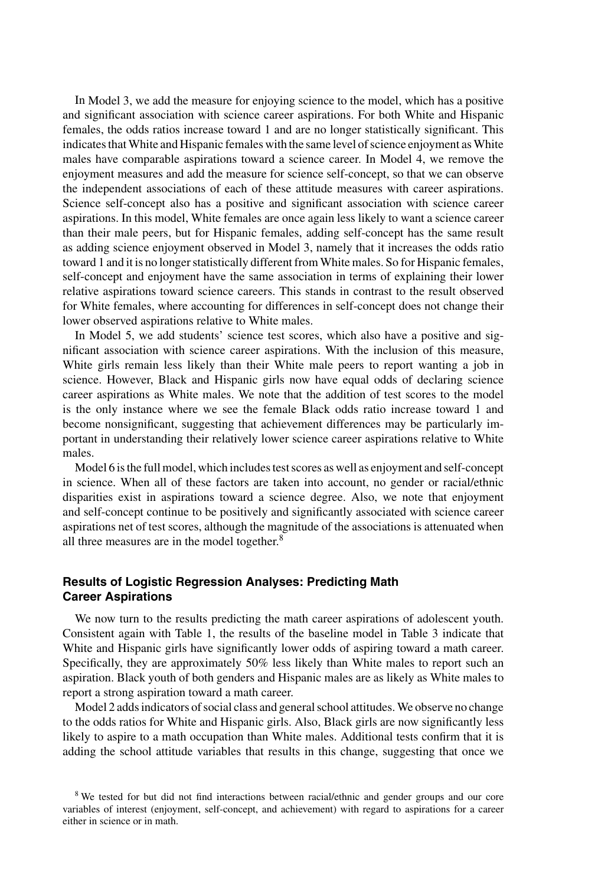In Model 3, we add the measure for enjoying science to the model, which has a positive and significant association with science career aspirations. For both White and Hispanic females, the odds ratios increase toward 1 and are no longer statistically significant. This indicates that White and Hispanic females with the same level of science enjoyment as White males have comparable aspirations toward a science career. In Model 4, we remove the enjoyment measures and add the measure for science self-concept, so that we can observe the independent associations of each of these attitude measures with career aspirations. Science self-concept also has a positive and significant association with science career aspirations. In this model, White females are once again less likely to want a science career than their male peers, but for Hispanic females, adding self-concept has the same result as adding science enjoyment observed in Model 3, namely that it increases the odds ratio toward 1 and it is no longer statistically different from White males. So for Hispanic females, self-concept and enjoyment have the same association in terms of explaining their lower relative aspirations toward science careers. This stands in contrast to the result observed for White females, where accounting for differences in self-concept does not change their lower observed aspirations relative to White males.

In Model 5, we add students' science test scores, which also have a positive and significant association with science career aspirations. With the inclusion of this measure, White girls remain less likely than their White male peers to report wanting a job in science. However, Black and Hispanic girls now have equal odds of declaring science career aspirations as White males. We note that the addition of test scores to the model is the only instance where we see the female Black odds ratio increase toward 1 and become nonsignificant, suggesting that achievement differences may be particularly important in understanding their relatively lower science career aspirations relative to White males.

Model 6 is the full model, which includes test scores as well as enjoyment and self-concept in science. When all of these factors are taken into account, no gender or racial/ethnic disparities exist in aspirations toward a science degree. Also, we note that enjoyment and self-concept continue to be positively and significantly associated with science career aspirations net of test scores, although the magnitude of the associations is attenuated when all three measures are in the model together.[8]

### Results of Logistic Regression Analyses: Predicting Math Career Aspirations

We now turn to the results predicting the math career aspirations of adolescent youth. Consistent again with Table 1, the results of the baseline model in Table 3 indicate that White and Hispanic girls have significantly lower odds of aspiring toward a math career. Specifically, they are approximately 50% less likely than White males to report such an aspiration. Black youth of both genders and Hispanic males are as likely as White males to report a strong aspiration toward a math career.

Model 2 adds indicators of social class and general school attitudes. We observe no change to the odds ratios for White and Hispanic girls. Also, Black girls are now significantly less likely to aspire to a math occupation than White males. Additional tests confirm that it is adding the school attitude variables that results in this change, suggesting that once we

[8] We tested for but did not find interactions between racial/ethnic and gender groups and our core variables of interest (enjoyment, self-concept, and achievement) with regard to aspirations for a career either in science or in math.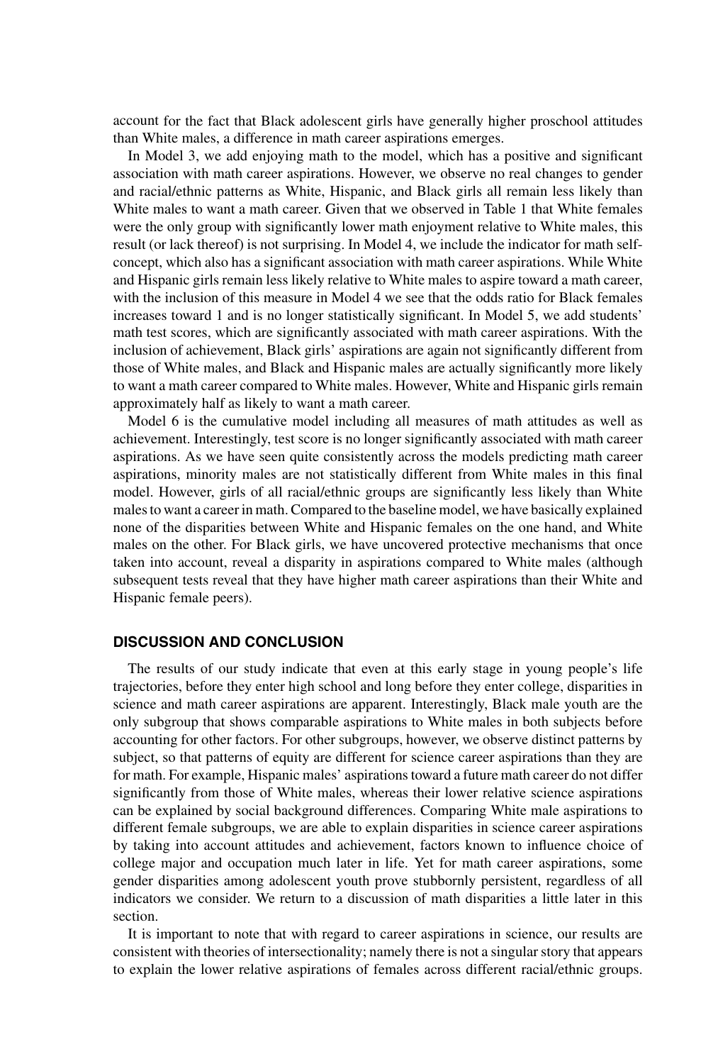account for the fact that Black adolescent girls have generally higher proschool attitudes than White males, a difference in math career aspirations emerges.

In Model 3, we add enjoying math to the model, which has a positive and significant association with math career aspirations. However, we observe no real changes to gender and racial/ethnic patterns as White, Hispanic, and Black girls all remain less likely than White males to want a math career. Given that we observed in Table 1 that White females were the only group with significantly lower math enjoyment relative to White males, this result (or lack thereof) is not surprising. In Model 4, we include the indicator for math self-concept, which also has a significant association with math career aspirations. While White and Hispanic girls remain less likely relative to White males to aspire toward a math career, with the inclusion of this measure in Model 4 we see that the odds ratio for Black females increases toward 1 and is no longer statistically significant. In Model 5, we add students' math test scores, which are significantly associated with math career aspirations. With the inclusion of achievement, Black girls' aspirations are again not significantly different from those of White males, and Black and Hispanic males are actually significantly more likely to want a math career compared to White males. However, White and Hispanic girls remain approximately half as likely to want a math career.

Model 6 is the cumulative model including all measures of math attitudes as well as achievement. Interestingly, test score is no longer significantly associated with math career aspirations. As we have seen quite consistently across the models predicting math career aspirations, minority males are not statistically different from White males in this final model. However, girls of all racial/ethnic groups are significantly less likely than White males to want a career in math. Compared to the baseline model, we have basically explained none of the disparities between White and Hispanic females on the one hand, and White males on the other. For Black girls, we have uncovered protective mechanisms that once taken into account, reveal a disparity in aspirations compared to White males (although subsequent tests reveal that they have higher math career aspirations than their White and Hispanic female peers).

## DISCUSSION AND CONCLUSION

The results of our study indicate that even at this early stage in young people's life trajectories, before they enter high school and long before they enter college, disparities in science and math career aspirations are apparent. Interestingly, Black male youth are the only subgroup that shows comparable aspirations to White males in both subjects before accounting for other factors. For other subgroups, however, we observe distinct patterns by subject, so that patterns of equity are different for science career aspirations than they are for math. For example, Hispanic males' aspirations toward a future math career do not differ significantly from those of White males, whereas their lower relative science aspirations can be explained by social background differences. Comparing White male aspirations to different female subgroups, we are able to explain disparities in science career aspirations by taking into account attitudes and achievement, factors known to influence choice of college major and occupation much later in life. Yet for math career aspirations, some gender disparities among adolescent youth prove stubbornly persistent, regardless of all indicators we consider. We return to a discussion of math disparities a little later in this section.

It is important to note that with regard to career aspirations in science, our results are consistent with theories of intersectionality; namely there is not a singular story that appears to explain the lower relative aspirations of females across different racial/ethnic groups.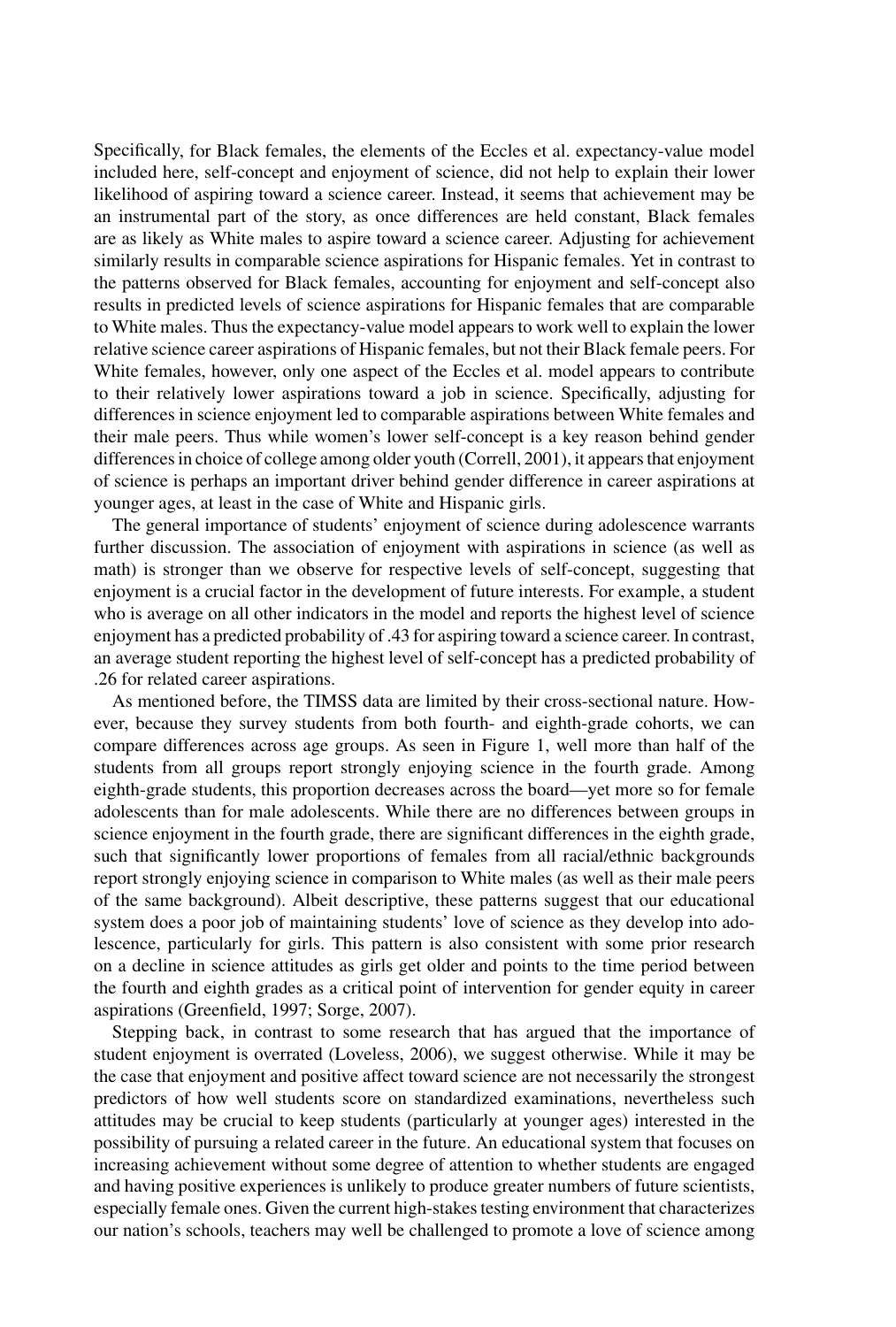Specifically, for Black females, the elements of the Eccles et al. expectancy-value model included here, self-concept and enjoyment of science, did not help to explain their lower likelihood of aspiring toward a science career. Instead, it seems that achievement may be an instrumental part of the story, as once differences are held constant, Black females are as likely as White males to aspire toward a science career. Adjusting for achievement similarly results in comparable science aspirations for Hispanic females. Yet in contrast to the patterns observed for Black females, accounting for enjoyment and self-concept also results in predicted levels of science aspirations for Hispanic females that are comparable to White males. Thus the expectancy-value model appears to work well to explain the lower relative science career aspirations of Hispanic females, but not their Black female peers. For White females, however, only one aspect of the Eccles et al. model appears to contribute to their relatively lower aspirations toward a job in science. Specifically, adjusting for differences in science enjoyment led to comparable aspirations between White females and their male peers. Thus while women's lower self-concept is a key reason behind gender differences in choice of college among older youth (Correll, 2001), it appears that enjoyment of science is perhaps an important driver behind gender difference in career aspirations at younger ages, at least in the case of White and Hispanic girls.

The general importance of students' enjoyment of science during adolescence warrants further discussion. The association of enjoyment with aspirations in science (as well as math) is stronger than we observe for respective levels of self-concept, suggesting that enjoyment is a crucial factor in the development of future interests. For example, a student who is average on all other indicators in the model and reports the highest level of science enjoyment has a predicted probability of .43 for aspiring toward a science career. In contrast, an average student reporting the highest level of self-concept has a predicted probability of .26 for related career aspirations.

As mentioned before, the TIMSS data are limited by their cross-sectional nature. However, because they survey students from both fourth- and eighth-grade cohorts, we can compare differences across age groups. As seen in Figure 1, well more than half of the students from all groups report strongly enjoying science in the fourth grade. Among eighth-grade students, this proportion decreases across the board—yet more so for female adolescents than for male adolescents. While there are no differences between groups in science enjoyment in the fourth grade, there are significant differences in the eighth grade, such that significantly lower proportions of females from all racial/ethnic backgrounds report strongly enjoying science in comparison to White males (as well as their male peers of the same background). Albeit descriptive, these patterns suggest that our educational system does a poor job of maintaining students' love of science as they develop into adolescence, particularly for girls. This pattern is also consistent with some prior research on a decline in science attitudes as girls get older and points to the time period between the fourth and eighth grades as a critical point of intervention for gender equity in career aspirations (Greenfield, 1997; Sorge, 2007).

Stepping back, in contrast to some research that has argued that the importance of student enjoyment is overrated (Loveless, 2006), we suggest otherwise. While it may be the case that enjoyment and positive affect toward science are not necessarily the strongest predictors of how well students score on standardized examinations, nevertheless such attitudes may be crucial to keep students (particularly at younger ages) interested in the possibility of pursuing a related career in the future. An educational system that focuses on increasing achievement without some degree of attention to whether students are engaged and having positive experiences is unlikely to produce greater numbers of future scientists, especially female ones. Given the current high-stakes testing environment that characterizes our nation's schools, teachers may well be challenged to promote a love of science among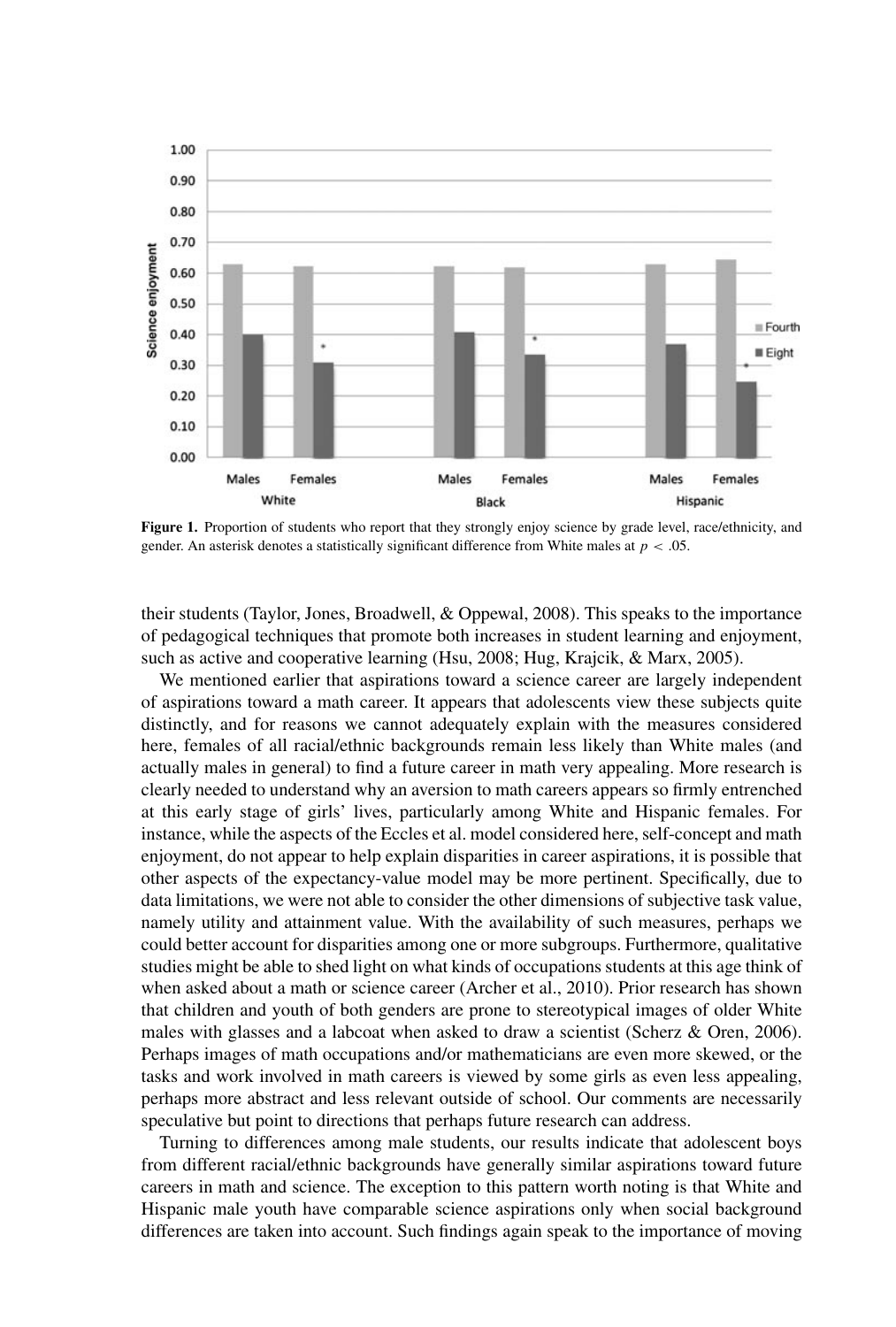Figure 1. Proportion of students who report that they strongly enjoy science by grade level, race/ethnicity, and gender. An asterisk denotes a statistically significant difference from White males at $p < .05$.

their students (Taylor, Jones, Broadwell, & Oppewal, 2008). This speaks to the importance of pedagogical techniques that promote both increases in student learning and enjoyment, such as active and cooperative learning (Hsu, 2008; Hug, Krajcik, & Marx, 2005).

We mentioned earlier that aspirations toward a science career are largely independent of aspirations toward a math career. It appears that adolescents view these subjects quite distinctly, and for reasons we cannot adequately explain with the measures considered here, females of all racial/ethnic backgrounds remain less likely than White males (and actually males in general) to find a future career in math very appealing. More research is clearly needed to understand why an aversion to math careers appears so firmly entrenched at this early stage of girls' lives, particularly among White and Hispanic females. For instance, while the aspects of the Eccles et al. model considered here, self-concept and math enjoyment, do not appear to help explain disparities in career aspirations, it is possible that other aspects of the expectancy-value model may be more pertinent. Specifically, due to data limitations, we were not able to consider the other dimensions of subjective task value, namely utility and attainment value. With the availability of such measures, perhaps we could better account for disparities among one or more subgroups. Furthermore, qualitative studies might be able to shed light on what kinds of occupations students at this age think of when asked about a math or science career (Archer et al., 2010). Prior research has shown that children and youth of both genders are prone to stereotypical images of older White males with glasses and a labcoat when asked to draw a scientist (Scherz & Oren, 2006). Perhaps images of math occupations and/or mathematicians are even more skewed, or the tasks and work involved in math careers is viewed by some girls as even less appealing, perhaps more abstract and less relevant outside of school. Our comments are necessarily speculative but point to directions that perhaps future research can address.

Turning to differences among male students, our results indicate that adolescent boys from different racial/ethnic backgrounds have generally similar aspirations toward future careers in math and science. The exception to this pattern worth noting is that White and Hispanic male youth have comparable science aspirations only when social background differences are taken into account. Such findings again speak to the importance of moving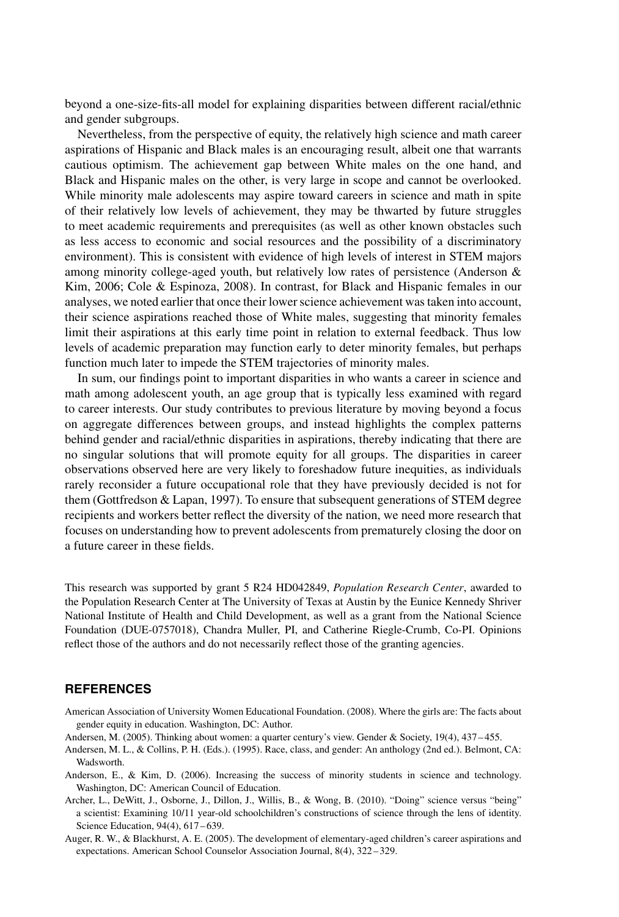beyond a one-size-fits-all model for explaining disparities between different racial/ethnic and gender subgroups.

Nevertheless, from the perspective of equity, the relatively high science and math career aspirations of Hispanic and Black males is an encouraging result, albeit one that warrants cautious optimism. The achievement gap between White males on the one hand, and Black and Hispanic males on the other, is very large in scope and cannot be overlooked. While minority male adolescents may aspire toward careers in science and math in spite of their relatively low levels of achievement, they may be thwarted by future struggles to meet academic requirements and prerequisites (as well as other known obstacles such as less access to economic and social resources and the possibility of a discriminatory environment). This is consistent with evidence of high levels of interest in STEM majors among minority college-aged youth, but relatively low rates of persistence (Anderson & Kim, 2006; Cole & Espinoza, 2008). In contrast, for Black and Hispanic females in our analyses, we noted earlier that once their lower science achievement was taken into account, their science aspirations reached those of White males, suggesting that minority females limit their aspirations at this early time point in relation to external feedback. Thus low levels of academic preparation may function early to deter minority females, but perhaps function much later to impede the STEM trajectories of minority males.

In sum, our findings point to important disparities in who wants a career in science and math among adolescent youth, an age group that is typically less examined with regard to career interests. Our study contributes to previous literature by moving beyond a focus on aggregate differences between groups, and instead highlights the complex patterns behind gender and racial/ethnic disparities in aspirations, thereby indicating that there are no singular solutions that will promote equity for all groups. The disparities in career observations observed here are very likely to foreshadow future inequities, as individuals rarely reconsider a future occupational role that they have previously decided is not for them (Gottfredson & Lapan, 1997). To ensure that subsequent generations of STEM degree recipients and workers better reflect the diversity of the nation, we need more research that focuses on understanding how to prevent adolescents from prematurely closing the door on a future career in these fields.

This research was supported by grant 5 R24 HD042849, *Population Research Center*, awarded to the Population Research Center at The University of Texas at Austin by the Eunice Kennedy Shriver National Institute of Health and Child Development, as well as a grant from the National Science Foundation (DUE-0757018), Chandra Muller, PI, and Catherine Riegle-Crumb, Co-PI. Opinions reflect those of the authors and do not necessarily reflect those of the granting agencies.

## REFERENCES

American Association of University Women Educational Foundation. (2008). Where the girls are: The facts about gender equity in education. Washington, DC: Author.

Andersen, M. (2005). Thinking about women: a quarter century's view. Gender & Society, 19(4), 437–455.

Andersen, M. L., & Collins, P. H. (Eds.). (1995). Race, class, and gender: An anthology (2nd ed.). Belmont, CA: Wadsworth.

Anderson, E., & Kim, D. (2006). Increasing the success of minority students in science and technology. Washington, DC: American Council of Education.

Archer, L., DeWitt, J., Osborne, J., Dillon, J., Willis, B., & Wong, B. (2010). "Doing" science versus "being" a scientist: Examining 10/11 year-old schoolchildren's constructions of science through the lens of identity. Science Education, 94(4), 617–639.

Auger, R. W., & Blackhurst, A. E. (2005). The development of elementary-aged children's career aspirations and expectations. American School Counselor Association Journal, 8(4), 322–329.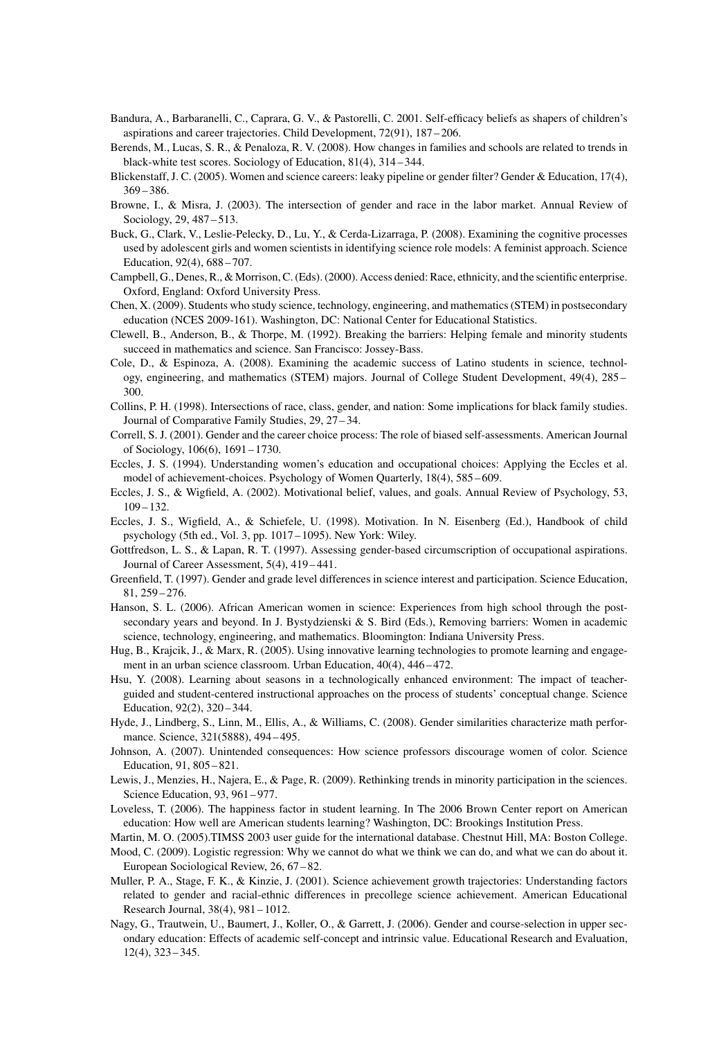Bandura, A., Barbaranelli, C., Caprara, G. V., & Pastorelli, C. 2001. Self-efficacy beliefs as shapers of children's aspirations and career trajectories. Child Development, 72(91), 187 – 206.

Berends, M., Lucas, S. R., & Penaloza, R. V. (2008). How changes in families and schools are related to trends in black-white test scores. Sociology of Education, 81(4), 314 – 344.

Blickenstaff, J. C. (2005). Women and science careers: leaky pipeline or gender filter? Gender & Education, 17(4), 369 – 386.

Browne, I., & Misra, J. (2003). The intersection of gender and race in the labor market. Annual Review of Sociology, 29, 487 – 513.

Buck, G., Clark, V., Leslie-Pelecky, D., Lu, Y., & Cerda-Lizarraga, P. (2008). Examining the cognitive processes used by adolescent girls and women scientists in identifying science role models: A feminist approach. Science Education, 92(4), 688 – 707.

Campbell, G., Denes, R., & Morrison, C. (Eds). (2000). Access denied: Race, ethnicity, and the scientific enterprise. Oxford, England: Oxford University Press.

Chen, X. (2009). Students who study science, technology, engineering, and mathematics (STEM) in postsecondary education (NCES 2009-161). Washington, DC: National Center for Educational Statistics.

Clewell, B., Anderson, B., & Thorpe, M. (1992). Breaking the barriers: Helping female and minority students succeed in mathematics and science. San Francisco: Jossey-Bass.

Cole, D., & Espinoza, A. (2008). Examining the academic success of Latino students in science, technology, engineering, and mathematics (STEM) majors. Journal of College Student Development, 49(4), 285 – 300.

Collins, P. H. (1998). Intersections of race, class, gender, and nation: Some implications for black family studies. Journal of Comparative Family Studies, 29, 27 – 34.

Correll, S. J. (2001). Gender and the career choice process: The role of biased self-assessments. American Journal of Sociology, 106(6), 1691 – 1730.

Eccles, J. S. (1994). Understanding women's education and occupational choices: Applying the Eccles et al. model of achievement-choices. Psychology of Women Quarterly, 18(4), 585 – 609.

Eccles, J. S., & Wigfield, A. (2002). Motivational belief, values, and goals. Annual Review of Psychology, 53, 109 – 132.

Eccles, J. S., Wigfield, A., & Schiefele, U. (1998). Motivation. In N. Eisenberg (Ed.), Handbook of child psychology (5th ed., Vol. 3, pp. 1017 – 1095). New York: Wiley.

Gottfredson, L. S., & Lapan, R. T. (1997). Assessing gender-based circumscription of occupational aspirations. Journal of Career Assessment, 5(4), 419 – 441.

Greenfield, T. (1997). Gender and grade level differences in science interest and participation. Science Education, 81, 259 – 276.

Hanson, S. L. (2006). African American women in science: Experiences from high school through the post-secondary years and beyond. In J. Bystydzienski & S. Bird (Eds.), Removing barriers: Women in academic science, technology, engineering, and mathematics. Bloomington: Indiana University Press.

Hug, B., Krajcik, J., & Marx, R. (2005). Using innovative learning technologies to promote learning and engagement in an urban science classroom. Urban Education, 40(4), 446 – 472.

Hsu, Y. (2008). Learning about seasons in a technologically enhanced environment: The impact of teacher-guided and student-centered instructional approaches on the process of students' conceptual change. Science Education, 92(2), 320 – 344.

Hyde, J., Lindberg, S., Linn, M., Ellis, A., & Williams, C. (2008). Gender similarities characterize math performance. Science, 321(5888), 494 – 495.

Johnson, A. (2007). Unintended consequences: How science professors discourage women of color. Science Education, 91, 805 – 821.

Lewis, J., Menzies, H., Najera, E., & Page, R. (2009). Rethinking trends in minority participation in the sciences. Science Education, 93, 961 – 977.

Loveless, T. (2006). The happiness factor in student learning. In The 2006 Brown Center report on American education: How well are American students learning? Washington, DC: Brookings Institution Press.

Martin, M. O. (2005).TIMSS 2003 user guide for the international database. Chestnut Hill, MA: Boston College.

Mood, C. (2009). Logistic regression: Why we cannot do what we think we can do, and what we can do about it. European Sociological Review, 26, 67 – 82.

Muller, P. A., Stage, F. K., & Kinzie, J. (2001). Science achievement growth trajectories: Understanding factors related to gender and racial-ethnic differences in precollege science achievement. American Educational Research Journal, 38(4), 981 – 1012.

Nagy, G., Trautwein, U., Baumert, J., Koller, O., & Garrett, J. (2006). Gender and course-selection in upper secondary education: Effects of academic self-concept and intrinsic value. Educational Research and Evaluation, 12(4), 323 – 345.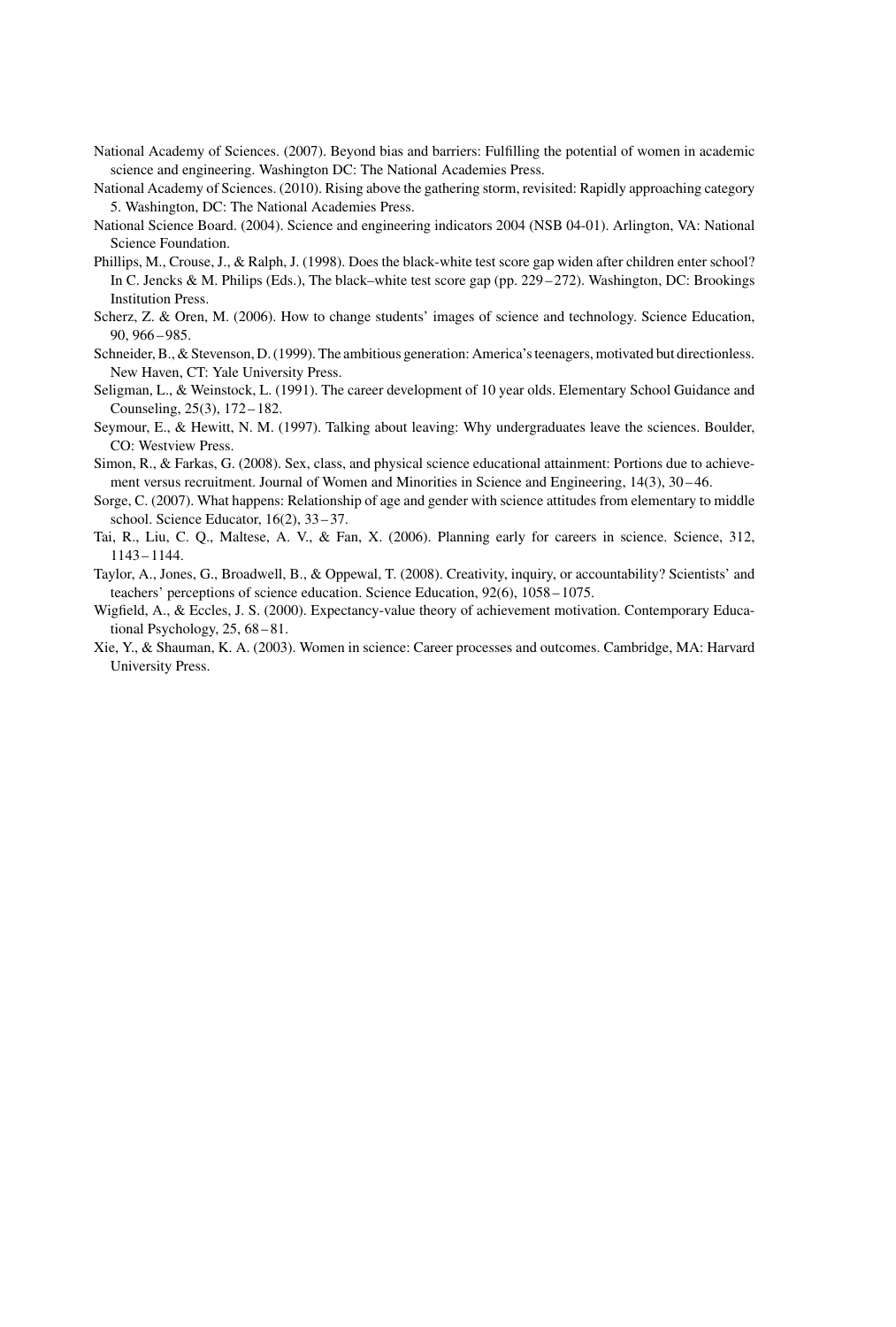National Academy of Sciences. (2007). Beyond bias and barriers: Fulfilling the potential of women in academic science and engineering. Washington DC: The National Academies Press.

National Academy of Sciences. (2010). Rising above the gathering storm, revisited: Rapidly approaching category 5. Washington, DC: The National Academies Press.

National Science Board. (2004). Science and engineering indicators 2004 (NSB 04-01). Arlington, VA: National Science Foundation.

Phillips, M., Crouse, J., & Ralph, J. (1998). Does the black-white test score gap widen after children enter school? In C. Jencks & M. Philips (Eds.), The black–white test score gap (pp. 229–272). Washington, DC: Brookings Institution Press.

Scherz, Z. & Oren, M. (2006). How to change students' images of science and technology. Science Education, 90, 966–985.

Schneider, B., & Stevenson, D. (1999). The ambitious generation: America's teenagers, motivated but directionless. New Haven, CT: Yale University Press.

Seligman, L., & Weinstock, L. (1991). The career development of 10 year olds. Elementary School Guidance and Counseling, 25(3), 172–182.

Seymour, E., & Hewitt, N. M. (1997). Talking about leaving: Why undergraduates leave the sciences. Boulder, CO: Westview Press.

Simon, R., & Farkas, G. (2008). Sex, class, and physical science educational attainment: Portions due to achievement versus recruitment. Journal of Women and Minorities in Science and Engineering, 14(3), 30–46.

Sorge, C. (2007). What happens: Relationship of age and gender with science attitudes from elementary to middle school. Science Educator, 16(2), 33–37.

Tai, R., Liu, C. Q., Maltese, A. V., & Fan, X. (2006). Planning early for careers in science. Science, 312, 1143–1144.

Taylor, A., Jones, G., Broadwell, B., & Oppewal, T. (2008). Creativity, inquiry, or accountability? Scientists' and teachers' perceptions of science education. Science Education, 92(6), 1058–1075.

Wigfield, A., & Eccles, J. S. (2000). Expectancy-value theory of achievement motivation. Contemporary Educational Psychology, 25, 68–81.

Xie, Y., & Shauman, K. A. (2003). Women in science: Career processes and outcomes. Cambridge, MA: Harvard University Press.